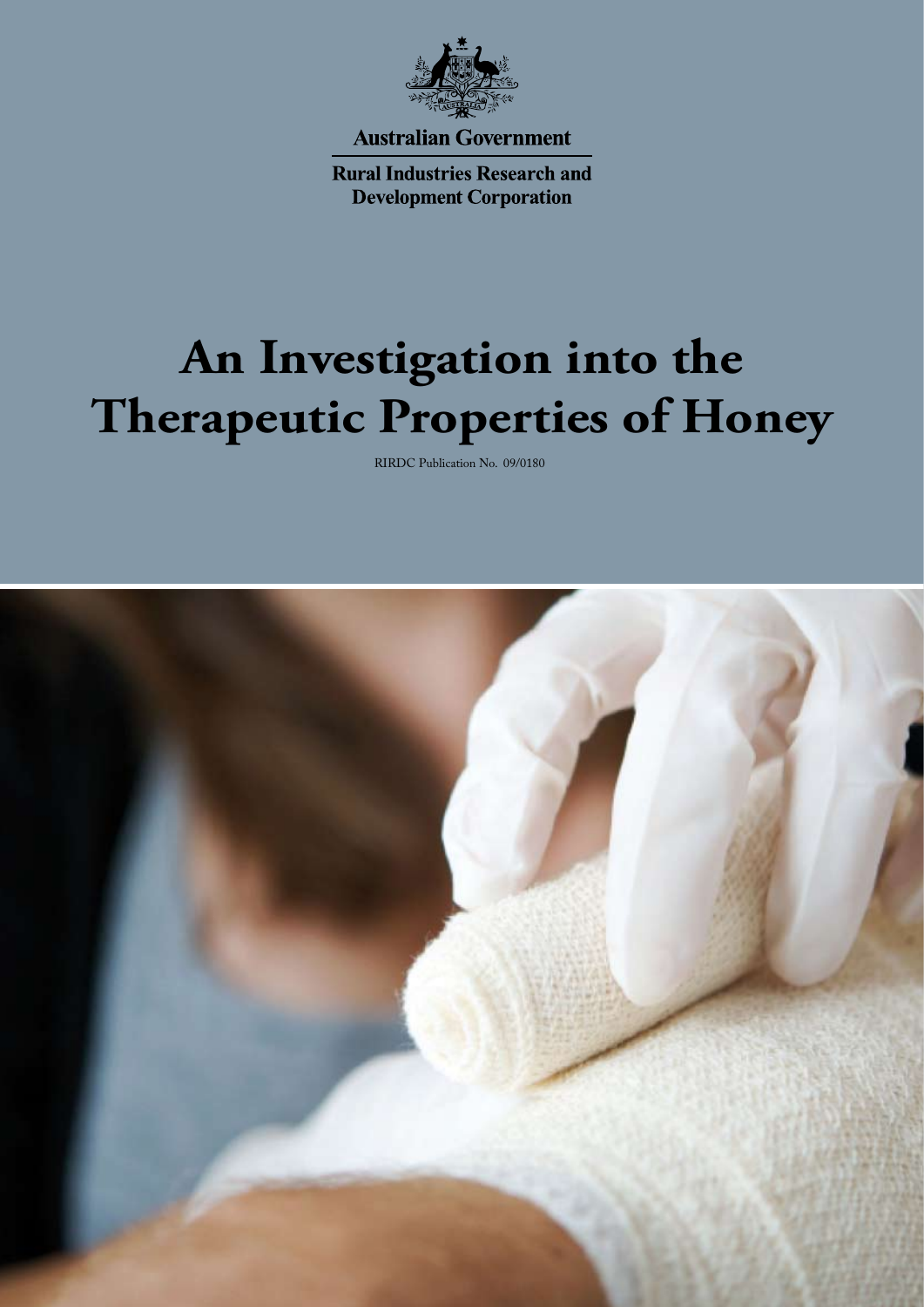**Australian Government**

**Rural Industries Research and Development Corporation**

# An Investigation into the Therapeutic Properties of Honey

RIRDC Publication No. 09/0180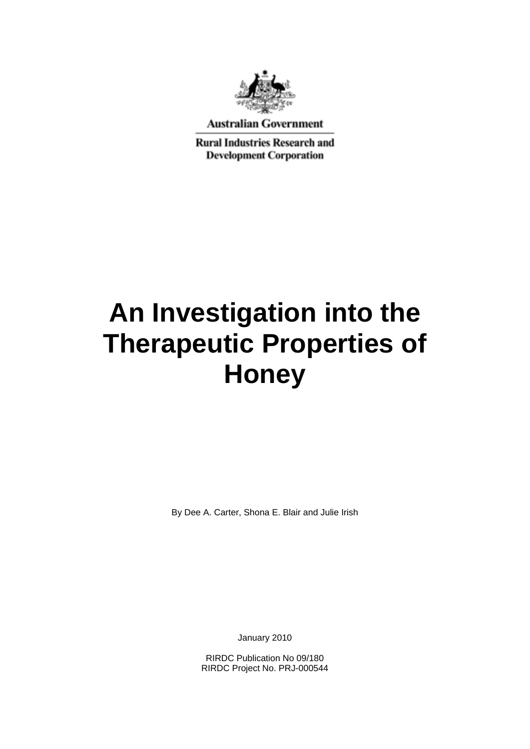Australian Government

Rural Industries Research and Development Corporation

# An Investigation into the Therapeutic Properties of Honey

By Dee A. Carter, Shona E. Blair and Julie Irish

January 2010

RIRDC Publication No 09/180
RIRDC Project No. PRJ-000544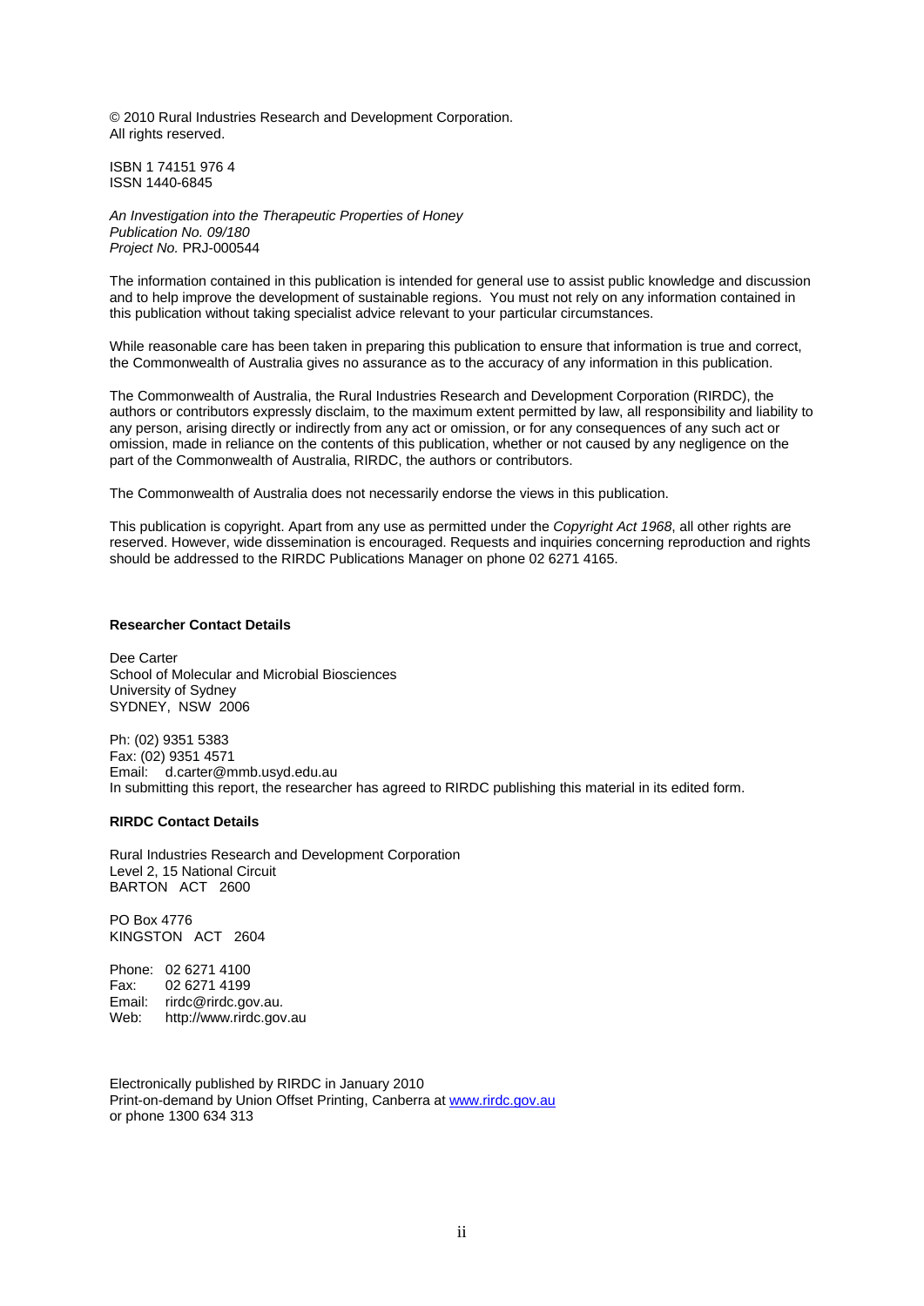© 2010 Rural Industries Research and Development Corporation.
All rights reserved.

ISBN 1 74151 976 4
ISSN 1440-6845

*An Investigation into the Therapeutic Properties of Honey*
*Publication No. 09/180*
*Project No.* PRJ-000544

The information contained in this publication is intended for general use to assist public knowledge and discussion and to help improve the development of sustainable regions. You must not rely on any information contained in this publication without taking specialist advice relevant to your particular circumstances.

While reasonable care has been taken in preparing this publication to ensure that information is true and correct, the Commonwealth of Australia gives no assurance as to the accuracy of any information in this publication.

The Commonwealth of Australia, the Rural Industries Research and Development Corporation (RIRDC), the authors or contributors expressly disclaim, to the maximum extent permitted by law, all responsibility and liability to any person, arising directly or indirectly from any act or omission, or for any consequences of any such act or omission, made in reliance on the contents of this publication, whether or not caused by any negligence on the part of the Commonwealth of Australia, RIRDC, the authors or contributors.

The Commonwealth of Australia does not necessarily endorse the views in this publication.

This publication is copyright. Apart from any use as permitted under the *Copyright Act 1968*, all other rights are reserved. However, wide dissemination is encouraged. Requests and inquiries concerning reproduction and rights should be addressed to the RIRDC Publications Manager on phone 02 6271 4165.

**Researcher Contact Details**

Dee Carter
School of Molecular and Microbial Biosciences
University of Sydney
SYDNEY, NSW 2006

Ph: (02) 9351 5383
Fax: (02) 9351 4571
Email: d.carter@mmb.usyd.edu.au
In submitting this report, the researcher has agreed to RIRDC publishing this material in its edited form.

**RIRDC Contact Details**

Rural Industries Research and Development Corporation
Level 2, 15 National Circuit
BARTON ACT 2600

PO Box 4776
KINGSTON ACT 2604

Phone: 02 6271 4100
Fax: 02 6271 4199
Email: rirdc@rirdc.gov.au.
Web: http://www.rirdc.gov.au

Electronically published by RIRDC in January 2010
Print-on-demand by Union Offset Printing, Canberra at www.rirdc.gov.au
or phone 1300 634 313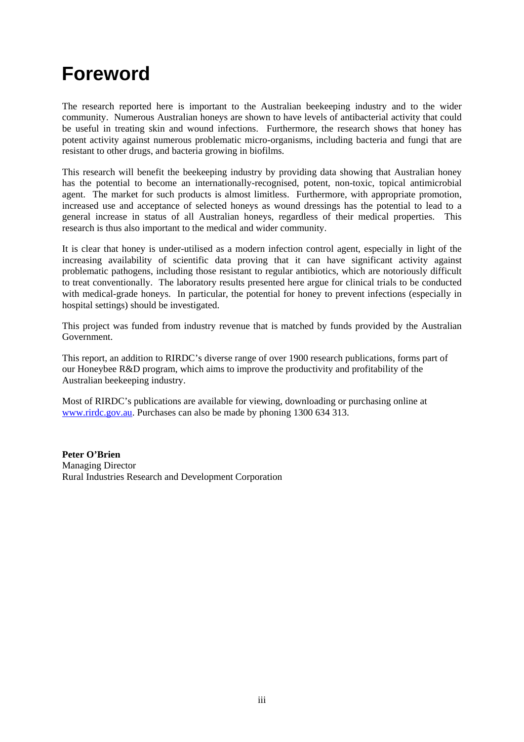# Foreword

The research reported here is important to the Australian beekeeping industry and to the wider community. Numerous Australian honeys are shown to have levels of antibacterial activity that could be useful in treating skin and wound infections. Furthermore, the research shows that honey has potent activity against numerous problematic micro-organisms, including bacteria and fungi that are resistant to other drugs, and bacteria growing in biofilms.

This research will benefit the beekeeping industry by providing data showing that Australian honey has the potential to become an internationally-recognised, potent, non-toxic, topical antimicrobial agent. The market for such products is almost limitless. Furthermore, with appropriate promotion, increased use and acceptance of selected honeys as wound dressings has the potential to lead to a general increase in status of all Australian honeys, regardless of their medical properties. This research is thus also important to the medical and wider community.

It is clear that honey is under-utilised as a modern infection control agent, especially in light of the increasing availability of scientific data proving that it can have significant activity against problematic pathogens, including those resistant to regular antibiotics, which are notoriously difficult to treat conventionally. The laboratory results presented here argue for clinical trials to be conducted with medical-grade honeys. In particular, the potential for honey to prevent infections (especially in hospital settings) should be investigated.

This project was funded from industry revenue that is matched by funds provided by the Australian Government.

This report, an addition to RIRDC's diverse range of over 1900 research publications, forms part of our Honeybee R&D program, which aims to improve the productivity and profitability of the Australian beekeeping industry.

Most of RIRDC's publications are available for viewing, downloading or purchasing online at www.rirdc.gov.au. Purchases can also be made by phoning 1300 634 313.

**Peter O'Brien**
Managing Director
Rural Industries Research and Development Corporation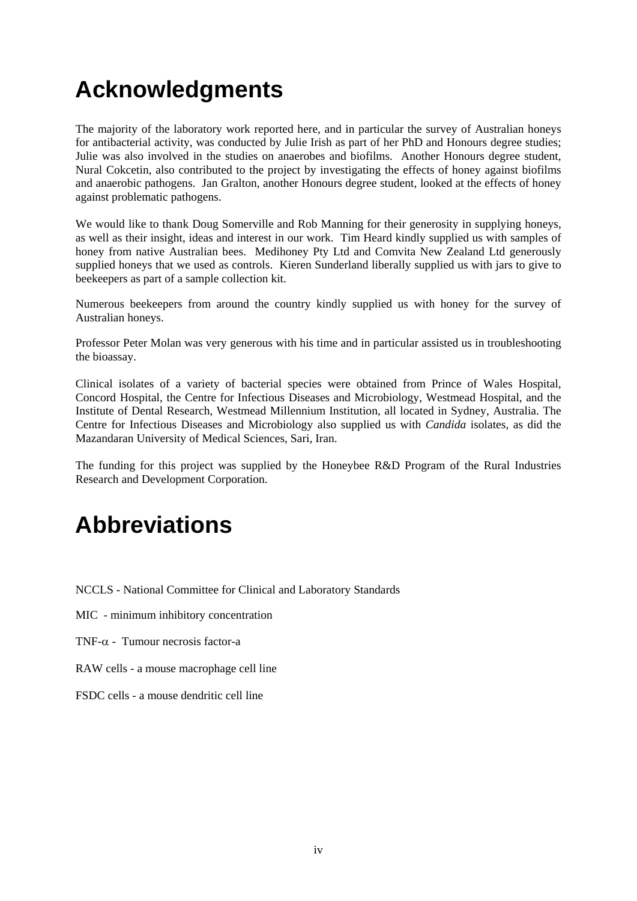# Acknowledgments

The majority of the laboratory work reported here, and in particular the survey of Australian honeys for antibacterial activity, was conducted by Julie Irish as part of her PhD and Honours degree studies; Julie was also involved in the studies on anaerobes and biofilms. Another Honours degree student, Nural Cokcetin, also contributed to the project by investigating the effects of honey against biofilms and anaerobic pathogens. Jan Gralton, another Honours degree student, looked at the effects of honey against problematic pathogens.

We would like to thank Doug Somerville and Rob Manning for their generosity in supplying honeys, as well as their insight, ideas and interest in our work. Tim Heard kindly supplied us with samples of honey from native Australian bees. Medihoney Pty Ltd and Comvita New Zealand Ltd generously supplied honeys that we used as controls. Kieren Sunderland liberally supplied us with jars to give to beekeepers as part of a sample collection kit.

Numerous beekeepers from around the country kindly supplied us with honey for the survey of Australian honeys.

Professor Peter Molan was very generous with his time and in particular assisted us in troubleshooting the bioassay.

Clinical isolates of a variety of bacterial species were obtained from Prince of Wales Hospital, Concord Hospital, the Centre for Infectious Diseases and Microbiology, Westmead Hospital, and the Institute of Dental Research, Westmead Millennium Institution, all located in Sydney, Australia. The Centre for Infectious Diseases and Microbiology also supplied us with *Candida* isolates, as did the Mazandaran University of Medical Sciences, Sari, Iran.

The funding for this project was supplied by the Honeybee R&D Program of the Rural Industries Research and Development Corporation.

# Abbreviations

NCCLS - National Committee for Clinical and Laboratory Standards

MIC - minimum inhibitory concentration

TNF-$\alpha$ - Tumour necrosis factor-a

RAW cells - a mouse macrophage cell line

FSDC cells - a mouse dendritic cell line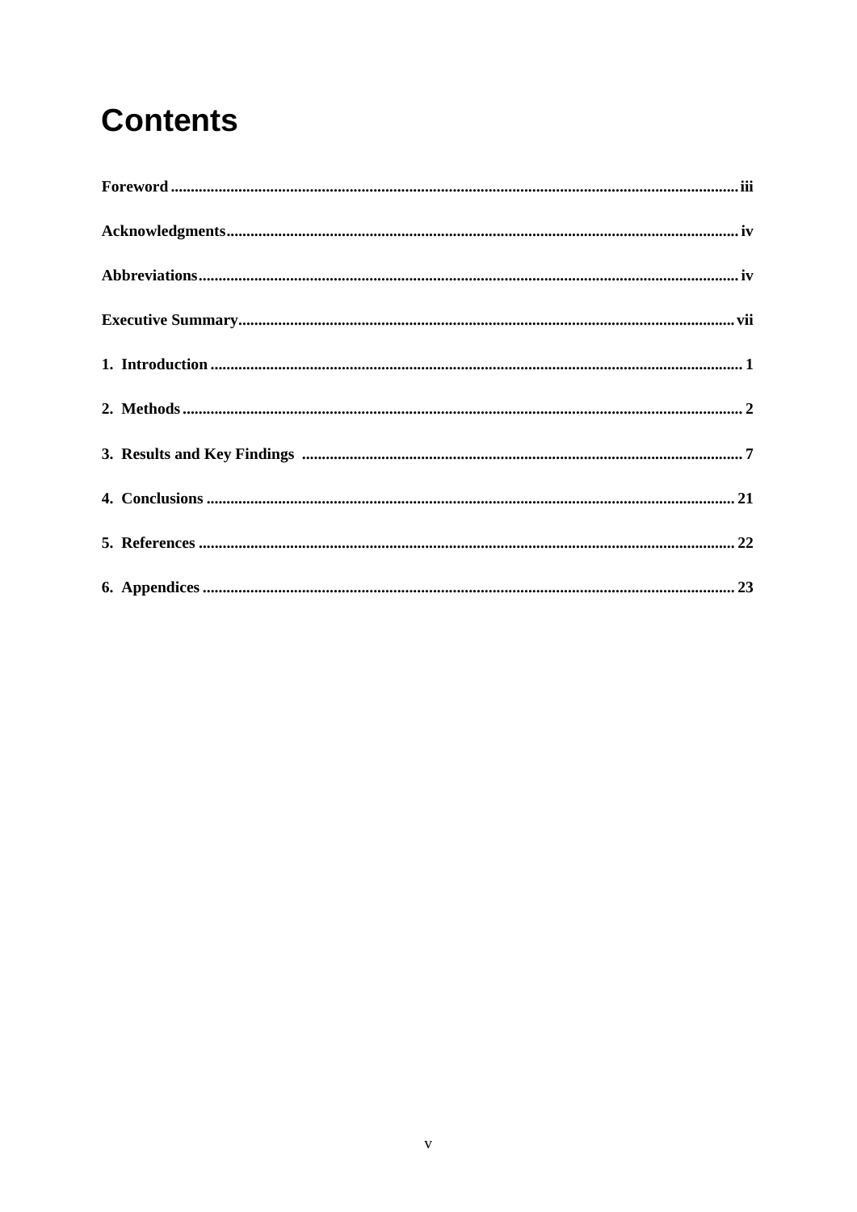# Contents

**Foreword** .......... iii

**Acknowledgments** .......... iv

**Abbreviations** .......... iv

**Executive Summary** .......... vii

**1. Introduction** .......... 1

**2. Methods** .......... 2

**3. Results and Key Findings** .......... 7

**4. Conclusions** .......... 21

**5. References** .......... 22

**6. Appendices** .......... 23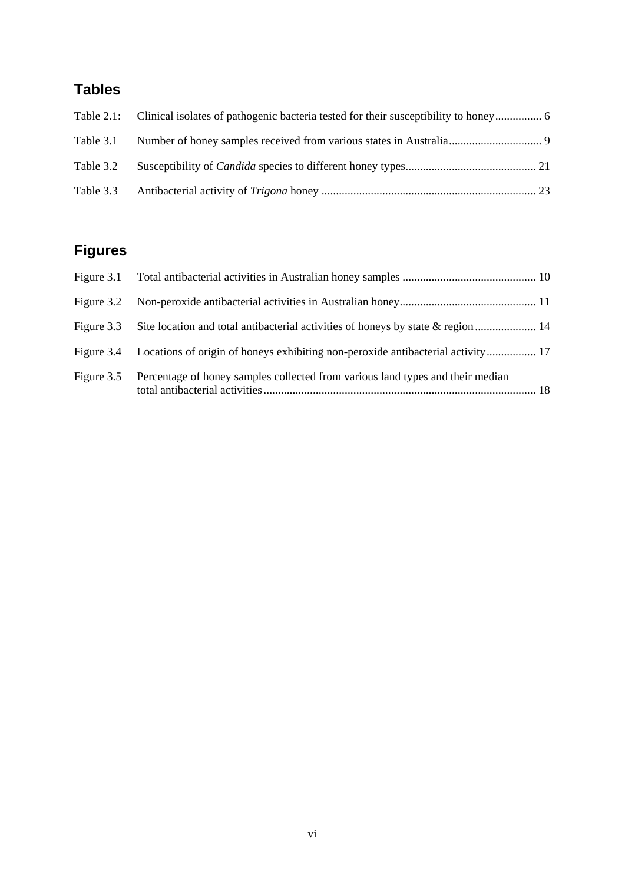## Tables

| | | |
|---|---|---|
| Table 2.1: | Clinical isolates of pathogenic bacteria tested for their susceptibility to honey | 6 |
| Table 3.1 | Number of honey samples received from various states in Australia | 9 |
| Table 3.2 | Susceptibility of *Candida* species to different honey types | 21 |
| Table 3.3 | Antibacterial activity of *Trigona* honey | 23 |

## Figures

| | | |
|---|---|---|
| Figure 3.1 | Total antibacterial activities in Australian honey samples | 10 |
| Figure 3.2 | Non-peroxide antibacterial activities in Australian honey | 11 |
| Figure 3.3 | Site location and total antibacterial activities of honeys by state & region | 14 |
| Figure 3.4 | Locations of origin of honeys exhibiting non-peroxide antibacterial activity | 17 |
| Figure 3.5 | Percentage of honey samples collected from various land types and their median total antibacterial activities | 18 |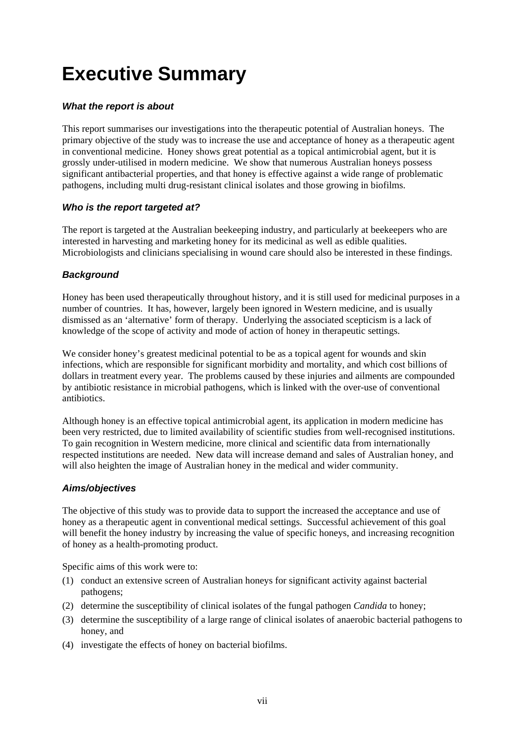# Executive Summary

### *What the report is about*

This report summarises our investigations into the therapeutic potential of Australian honeys. The primary objective of the study was to increase the use and acceptance of honey as a therapeutic agent in conventional medicine. Honey shows great potential as a topical antimicrobial agent, but it is grossly under-utilised in modern medicine. We show that numerous Australian honeys possess significant antibacterial properties, and that honey is effective against a wide range of problematic pathogens, including multi drug-resistant clinical isolates and those growing in biofilms.

### *Who is the report targeted at?*

The report is targeted at the Australian beekeeping industry, and particularly at beekeepers who are interested in harvesting and marketing honey for its medicinal as well as edible qualities. Microbiologists and clinicians specialising in wound care should also be interested in these findings.

### *Background*

Honey has been used therapeutically throughout history, and it is still used for medicinal purposes in a number of countries. It has, however, largely been ignored in Western medicine, and is usually dismissed as an 'alternative' form of therapy. Underlying the associated scepticism is a lack of knowledge of the scope of activity and mode of action of honey in therapeutic settings.

We consider honey's greatest medicinal potential to be as a topical agent for wounds and skin infections, which are responsible for significant morbidity and mortality, and which cost billions of dollars in treatment every year. The problems caused by these injuries and ailments are compounded by antibiotic resistance in microbial pathogens, which is linked with the over-use of conventional antibiotics.

Although honey is an effective topical antimicrobial agent, its application in modern medicine has been very restricted, due to limited availability of scientific studies from well-recognised institutions. To gain recognition in Western medicine, more clinical and scientific data from internationally respected institutions are needed. New data will increase demand and sales of Australian honey, and will also heighten the image of Australian honey in the medical and wider community.

### *Aims/objectives*

The objective of this study was to provide data to support the increased the acceptance and use of honey as a therapeutic agent in conventional medical settings. Successful achievement of this goal will benefit the honey industry by increasing the value of specific honeys, and increasing recognition of honey as a health-promoting product.

Specific aims of this work were to:

(1) conduct an extensive screen of Australian honeys for significant activity against bacterial pathogens;
(2) determine the susceptibility of clinical isolates of the fungal pathogen *Candida* to honey;
(3) determine the susceptibility of a large range of clinical isolates of anaerobic bacterial pathogens to honey, and
(4) investigate the effects of honey on bacterial biofilms.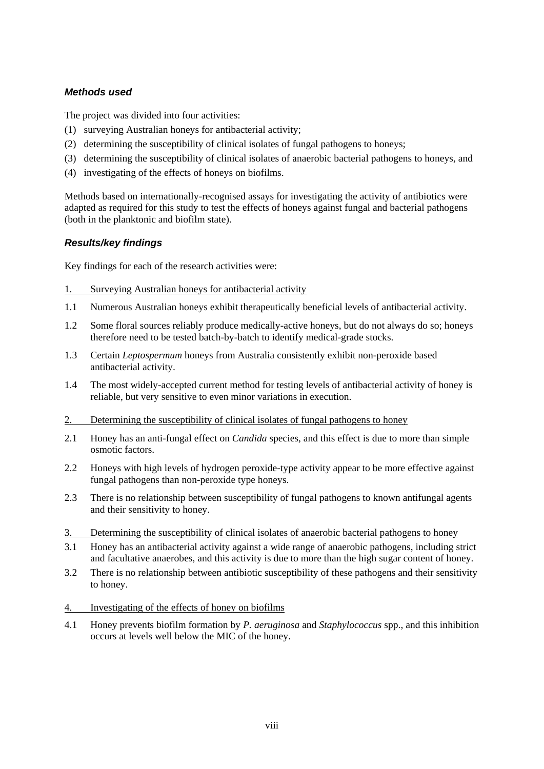### *Methods used*

The project was divided into four activities:

(1) surveying Australian honeys for antibacterial activity;

(2) determining the susceptibility of clinical isolates of fungal pathogens to honeys;

(3) determining the susceptibility of clinical isolates of anaerobic bacterial pathogens to honeys, and

(4) investigating of the effects of honeys on biofilms.

Methods based on internationally-recognised assays for investigating the activity of antibiotics were adapted as required for this study to test the effects of honeys against fungal and bacterial pathogens (both in the planktonic and biofilm state).

### *Results/key findings*

Key findings for each of the research activities were:

1. Surveying Australian honeys for antibacterial activity

1.1 Numerous Australian honeys exhibit therapeutically beneficial levels of antibacterial activity.

1.2 Some floral sources reliably produce medically-active honeys, but do not always do so; honeys therefore need to be tested batch-by-batch to identify medical-grade stocks.

1.3 Certain *Leptospermum* honeys from Australia consistently exhibit non-peroxide based antibacterial activity.

1.4 The most widely-accepted current method for testing levels of antibacterial activity of honey is reliable, but very sensitive to even minor variations in execution.

2. Determining the susceptibility of clinical isolates of fungal pathogens to honey

2.1 Honey has an anti-fungal effect on *Candida* species, and this effect is due to more than simple osmotic factors.

2.2 Honeys with high levels of hydrogen peroxide-type activity appear to be more effective against fungal pathogens than non-peroxide type honeys.

2.3 There is no relationship between susceptibility of fungal pathogens to known antifungal agents and their sensitivity to honey.

3. Determining the susceptibility of clinical isolates of anaerobic bacterial pathogens to honey

3.1 Honey has an antibacterial activity against a wide range of anaerobic pathogens, including strict and facultative anaerobes, and this activity is due to more than the high sugar content of honey.

3.2 There is no relationship between antibiotic susceptibility of these pathogens and their sensitivity to honey.

4. Investigating of the effects of honey on biofilms

4.1 Honey prevents biofilm formation by *P. aeruginosa* and *Staphylococcus* spp., and this inhibition occurs at levels well below the MIC of the honey.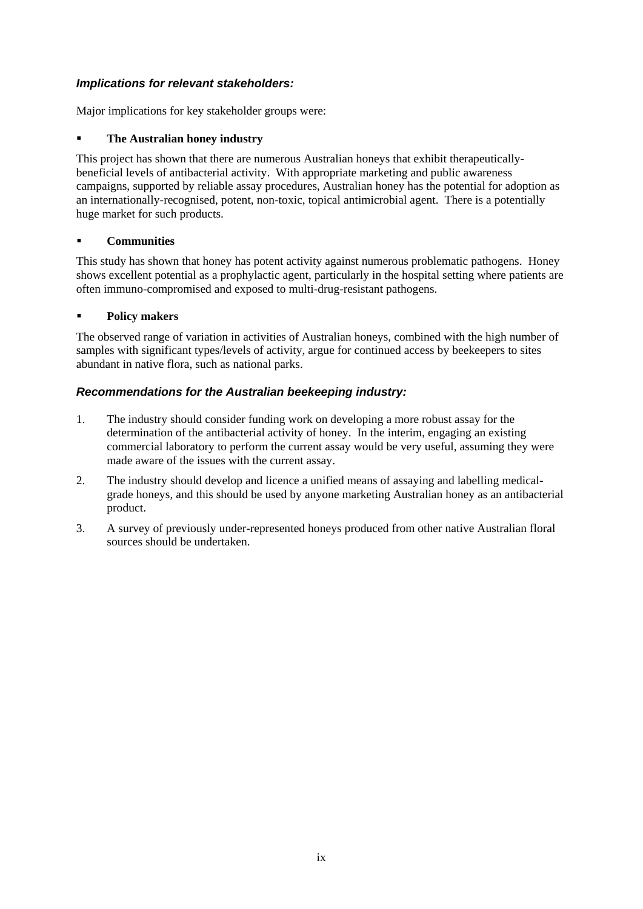### *Implications for relevant stakeholders:*

Major implications for key stakeholder groups were:

- **The Australian honey industry**

This project has shown that there are numerous Australian honeys that exhibit therapeutically-beneficial levels of antibacterial activity. With appropriate marketing and public awareness campaigns, supported by reliable assay procedures, Australian honey has the potential for adoption as an internationally-recognised, potent, non-toxic, topical antimicrobial agent. There is a potentially huge market for such products.

- **Communities**

This study has shown that honey has potent activity against numerous problematic pathogens. Honey shows excellent potential as a prophylactic agent, particularly in the hospital setting where patients are often immuno-compromised and exposed to multi-drug-resistant pathogens.

- **Policy makers**

The observed range of variation in activities of Australian honeys, combined with the high number of samples with significant types/levels of activity, argue for continued access by beekeepers to sites abundant in native flora, such as national parks.

### *Recommendations for the Australian beekeeping industry:*

1. The industry should consider funding work on developing a more robust assay for the determination of the antibacterial activity of honey. In the interim, engaging an existing commercial laboratory to perform the current assay would be very useful, assuming they were made aware of the issues with the current assay.
2. The industry should develop and licence a unified means of assaying and labelling medical-grade honeys, and this should be used by anyone marketing Australian honey as an antibacterial product.
3. A survey of previously under-represented honeys produced from other native Australian floral sources should be undertaken.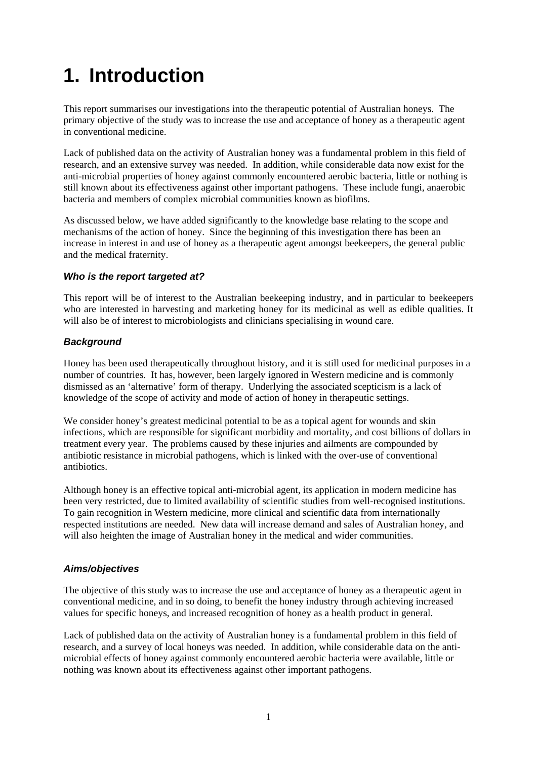# 1. Introduction

This report summarises our investigations into the therapeutic potential of Australian honeys. The primary objective of the study was to increase the use and acceptance of honey as a therapeutic agent in conventional medicine.

Lack of published data on the activity of Australian honey was a fundamental problem in this field of research, and an extensive survey was needed. In addition, while considerable data now exist for the anti-microbial properties of honey against commonly encountered aerobic bacteria, little or nothing is still known about its effectiveness against other important pathogens. These include fungi, anaerobic bacteria and members of complex microbial communities known as biofilms.

As discussed below, we have added significantly to the knowledge base relating to the scope and mechanisms of the action of honey. Since the beginning of this investigation there has been an increase in interest in and use of honey as a therapeutic agent amongst beekeepers, the general public and the medical fraternity.

### *Who is the report targeted at?*

This report will be of interest to the Australian beekeeping industry, and in particular to beekeepers who are interested in harvesting and marketing honey for its medicinal as well as edible qualities. It will also be of interest to microbiologists and clinicians specialising in wound care.

### *Background*

Honey has been used therapeutically throughout history, and it is still used for medicinal purposes in a number of countries. It has, however, been largely ignored in Western medicine and is commonly dismissed as an 'alternative' form of therapy. Underlying the associated scepticism is a lack of knowledge of the scope of activity and mode of action of honey in therapeutic settings.

We consider honey's greatest medicinal potential to be as a topical agent for wounds and skin infections, which are responsible for significant morbidity and mortality, and cost billions of dollars in treatment every year. The problems caused by these injuries and ailments are compounded by antibiotic resistance in microbial pathogens, which is linked with the over-use of conventional antibiotics.

Although honey is an effective topical anti-microbial agent, its application in modern medicine has been very restricted, due to limited availability of scientific studies from well-recognised institutions. To gain recognition in Western medicine, more clinical and scientific data from internationally respected institutions are needed. New data will increase demand and sales of Australian honey, and will also heighten the image of Australian honey in the medical and wider communities.

### *Aims/objectives*

The objective of this study was to increase the use and acceptance of honey as a therapeutic agent in conventional medicine, and in so doing, to benefit the honey industry through achieving increased values for specific honeys, and increased recognition of honey as a health product in general.

Lack of published data on the activity of Australian honey is a fundamental problem in this field of research, and a survey of local honeys was needed. In addition, while considerable data on the anti-microbial effects of honey against commonly encountered aerobic bacteria were available, little or nothing was known about its effectiveness against other important pathogens.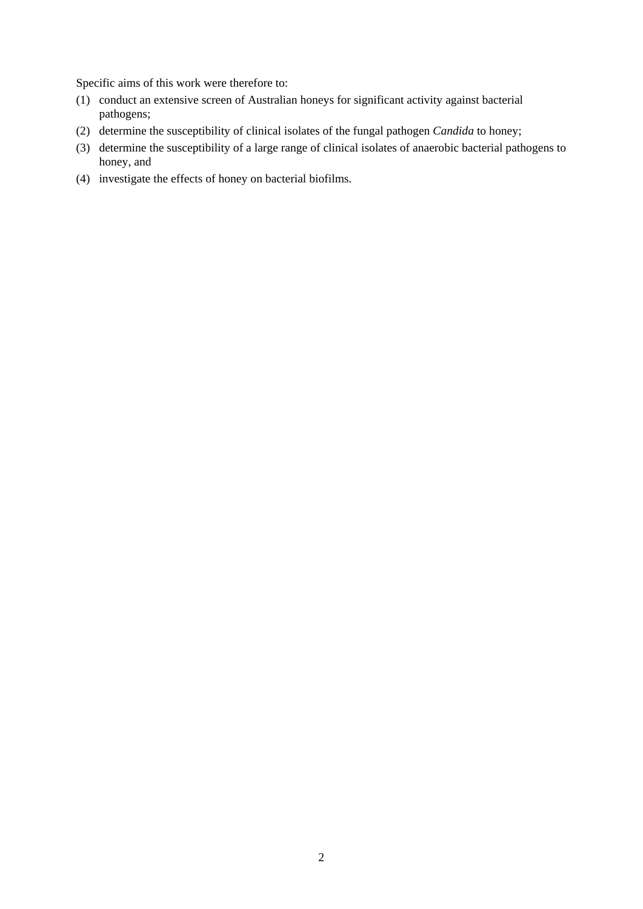Specific aims of this work were therefore to:

(1) conduct an extensive screen of Australian honeys for significant activity against bacterial pathogens;
(2) determine the susceptibility of clinical isolates of the fungal pathogen *Candida* to honey;
(3) determine the susceptibility of a large range of clinical isolates of anaerobic bacterial pathogens to honey, and
(4) investigate the effects of honey on bacterial biofilms.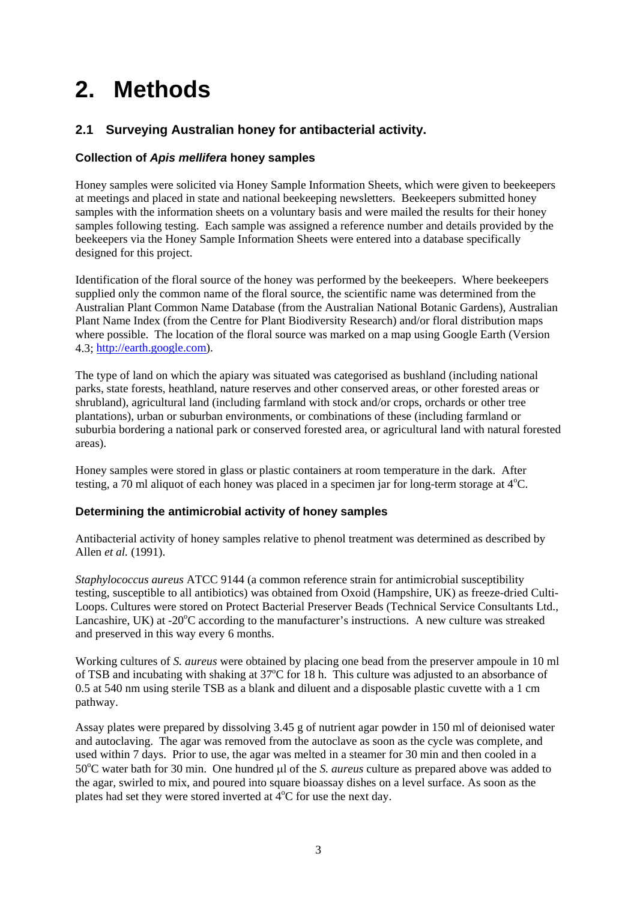# 2. Methods

## 2.1 Surveying Australian honey for antibacterial activity.

### Collection of *Apis mellifera* honey samples

Honey samples were solicited via Honey Sample Information Sheets, which were given to beekeepers at meetings and placed in state and national beekeeping newsletters. Beekeepers submitted honey samples with the information sheets on a voluntary basis and were mailed the results for their honey samples following testing. Each sample was assigned a reference number and details provided by the beekeepers via the Honey Sample Information Sheets were entered into a database specifically designed for this project.

Identification of the floral source of the honey was performed by the beekeepers. Where beekeepers supplied only the common name of the floral source, the scientific name was determined from the Australian Plant Common Name Database (from the Australian National Botanic Gardens), Australian Plant Name Index (from the Centre for Plant Biodiversity Research) and/or floral distribution maps where possible. The location of the floral source was marked on a map using Google Earth (Version 4.3; http://earth.google.com).

The type of land on which the apiary was situated was categorised as bushland (including national parks, state forests, heathland, nature reserves and other conserved areas, or other forested areas or shrubland), agricultural land (including farmland with stock and/or crops, orchards or other tree plantations), urban or suburban environments, or combinations of these (including farmland or suburbia bordering a national park or conserved forested area, or agricultural land with natural forested areas).

Honey samples were stored in glass or plastic containers at room temperature in the dark. After testing, a 70 ml aliquot of each honey was placed in a specimen jar for long-term storage at 4°C.

### Determining the antimicrobial activity of honey samples

Antibacterial activity of honey samples relative to phenol treatment was determined as described by Allen *et al.* (1991).

*Staphylococcus aureus* ATCC 9144 (a common reference strain for antimicrobial susceptibility testing, susceptible to all antibiotics) was obtained from Oxoid (Hampshire, UK) as freeze-dried Culti-Loops. Cultures were stored on Protect Bacterial Preserver Beads (Technical Service Consultants Ltd., Lancashire, UK) at -20°C according to the manufacturer's instructions. A new culture was streaked and preserved in this way every 6 months.

Working cultures of *S. aureus* were obtained by placing one bead from the preserver ampoule in 10 ml of TSB and incubating with shaking at 37°C for 18 h. This culture was adjusted to an absorbance of 0.5 at 540 nm using sterile TSB as a blank and diluent and a disposable plastic cuvette with a 1 cm pathway.

Assay plates were prepared by dissolving 3.45 g of nutrient agar powder in 150 ml of deionised water and autoclaving. The agar was removed from the autoclave as soon as the cycle was complete, and used within 7 days. Prior to use, the agar was melted in a steamer for 30 min and then cooled in a 50°C water bath for 30 min. One hundred μl of the *S. aureus* culture as prepared above was added to the agar, swirled to mix, and poured into square bioassay dishes on a level surface. As soon as the plates had set they were stored inverted at 4°C for use the next day.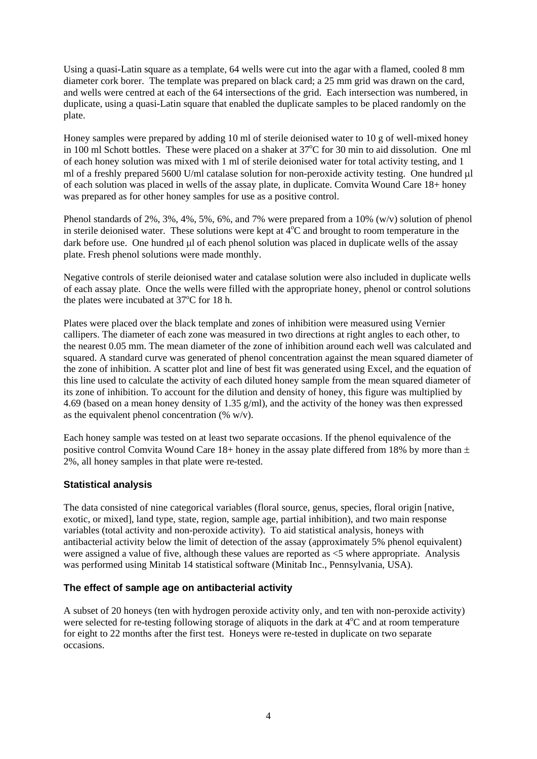Using a quasi-Latin square as a template, 64 wells were cut into the agar with a flamed, cooled 8 mm diameter cork borer. The template was prepared on black card; a 25 mm grid was drawn on the card, and wells were centred at each of the 64 intersections of the grid. Each intersection was numbered, in duplicate, using a quasi-Latin square that enabled the duplicate samples to be placed randomly on the plate.

Honey samples were prepared by adding 10 ml of sterile deionised water to 10 g of well-mixed honey in 100 ml Schott bottles. These were placed on a shaker at 37°C for 30 min to aid dissolution. One ml of each honey solution was mixed with 1 ml of sterile deionised water for total activity testing, and 1 ml of a freshly prepared 5600 U/ml catalase solution for non-peroxide activity testing. One hundred μl of each solution was placed in wells of the assay plate, in duplicate. Comvita Wound Care 18+ honey was prepared as for other honey samples for use as a positive control.

Phenol standards of 2%, 3%, 4%, 5%, 6%, and 7% were prepared from a 10% (w/v) solution of phenol in sterile deionised water. These solutions were kept at 4°C and brought to room temperature in the dark before use. One hundred μl of each phenol solution was placed in duplicate wells of the assay plate. Fresh phenol solutions were made monthly.

Negative controls of sterile deionised water and catalase solution were also included in duplicate wells of each assay plate. Once the wells were filled with the appropriate honey, phenol or control solutions the plates were incubated at 37°C for 18 h.

Plates were placed over the black template and zones of inhibition were measured using Vernier callipers. The diameter of each zone was measured in two directions at right angles to each other, to the nearest 0.05 mm. The mean diameter of the zone of inhibition around each well was calculated and squared. A standard curve was generated of phenol concentration against the mean squared diameter of the zone of inhibition. A scatter plot and line of best fit was generated using Excel, and the equation of this line used to calculate the activity of each diluted honey sample from the mean squared diameter of its zone of inhibition. To account for the dilution and density of honey, this figure was multiplied by 4.69 (based on a mean honey density of 1.35 g/ml), and the activity of the honey was then expressed as the equivalent phenol concentration (% w/v).

Each honey sample was tested on at least two separate occasions. If the phenol equivalence of the positive control Comvita Wound Care 18+ honey in the assay plate differed from 18% by more than ± 2%, all honey samples in that plate were re-tested.

### Statistical analysis

The data consisted of nine categorical variables (floral source, genus, species, floral origin [native, exotic, or mixed], land type, state, region, sample age, partial inhibition), and two main response variables (total activity and non-peroxide activity). To aid statistical analysis, honeys with antibacterial activity below the limit of detection of the assay (approximately 5% phenol equivalent) were assigned a value of five, although these values are reported as <5 where appropriate. Analysis was performed using Minitab 14 statistical software (Minitab Inc., Pennsylvania, USA).

### The effect of sample age on antibacterial activity

A subset of 20 honeys (ten with hydrogen peroxide activity only, and ten with non-peroxide activity) were selected for re-testing following storage of aliquots in the dark at 4°C and at room temperature for eight to 22 months after the first test. Honeys were re-tested in duplicate on two separate occasions.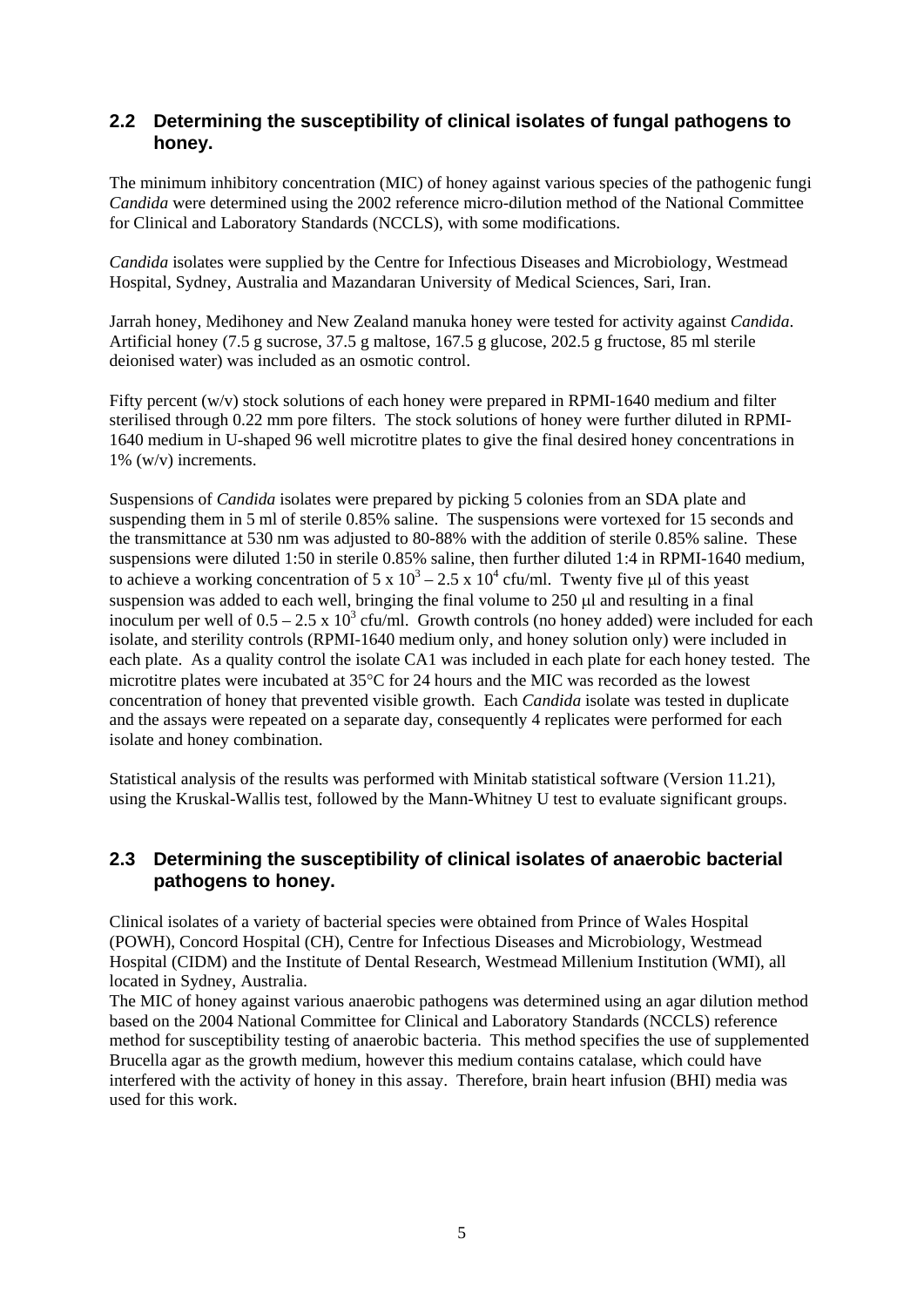## 2.2 Determining the susceptibility of clinical isolates of fungal pathogens to honey.

The minimum inhibitory concentration (MIC) of honey against various species of the pathogenic fungi *Candida* were determined using the 2002 reference micro-dilution method of the National Committee for Clinical and Laboratory Standards (NCCLS), with some modifications.

*Candida* isolates were supplied by the Centre for Infectious Diseases and Microbiology, Westmead Hospital, Sydney, Australia and Mazandaran University of Medical Sciences, Sari, Iran.

Jarrah honey, Medihoney and New Zealand manuka honey were tested for activity against *Candida*. Artificial honey (7.5 g sucrose, 37.5 g maltose, 167.5 g glucose, 202.5 g fructose, 85 ml sterile deionised water) was included as an osmotic control.

Fifty percent (w/v) stock solutions of each honey were prepared in RPMI-1640 medium and filter sterilised through 0.22 mm pore filters. The stock solutions of honey were further diluted in RPMI-1640 medium in U-shaped 96 well microtitre plates to give the final desired honey concentrations in 1% (w/v) increments.

Suspensions of *Candida* isolates were prepared by picking 5 colonies from an SDA plate and suspending them in 5 ml of sterile 0.85% saline. The suspensions were vortexed for 15 seconds and the transmittance at 530 nm was adjusted to 80-88% with the addition of sterile 0.85% saline. These suspensions were diluted 1:50 in sterile 0.85% saline, then further diluted 1:4 in RPMI-1640 medium, to achieve a working concentration of $5 \times 10^3 – 2.5 \times 10^4$ cfu/ml. Twenty five μl of this yeast suspension was added to each well, bringing the final volume to 250 μl and resulting in a final inoculum per well of $0.5 – 2.5 \times 10^3$ cfu/ml. Growth controls (no honey added) were included for each isolate, and sterility controls (RPMI-1640 medium only, and honey solution only) were included in each plate. As a quality control the isolate CA1 was included in each plate for each honey tested. The microtitre plates were incubated at 35°C for 24 hours and the MIC was recorded as the lowest concentration of honey that prevented visible growth. Each *Candida* isolate was tested in duplicate and the assays were repeated on a separate day, consequently 4 replicates were performed for each isolate and honey combination.

Statistical analysis of the results was performed with Minitab statistical software (Version 11.21), using the Kruskal-Wallis test, followed by the Mann-Whitney U test to evaluate significant groups.

## 2.3 Determining the susceptibility of clinical isolates of anaerobic bacterial pathogens to honey.

Clinical isolates of a variety of bacterial species were obtained from Prince of Wales Hospital (POWH), Concord Hospital (CH), Centre for Infectious Diseases and Microbiology, Westmead Hospital (CIDM) and the Institute of Dental Research, Westmead Millenium Institution (WMI), all located in Sydney, Australia.

The MIC of honey against various anaerobic pathogens was determined using an agar dilution method based on the 2004 National Committee for Clinical and Laboratory Standards (NCCLS) reference method for susceptibility testing of anaerobic bacteria. This method specifies the use of supplemented Brucella agar as the growth medium, however this medium contains catalase, which could have interfered with the activity of honey in this assay. Therefore, brain heart infusion (BHI) media was used for this work.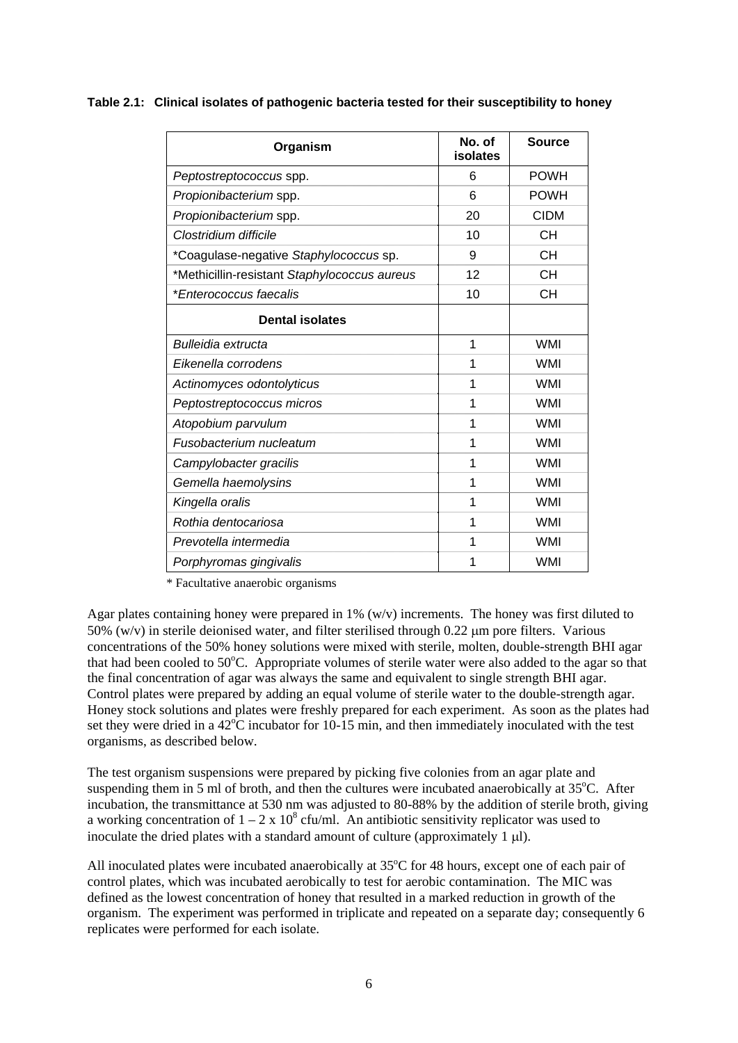**Table 2.1: Clinical isolates of pathogenic bacteria tested for their susceptibility to honey**

| Organism | No. of isolates | Source |
|---|---|---|
| *Peptostreptococcus* spp. | 6 | POWH |
| *Propionibacterium* spp. | 6 | POWH |
| *Propionibacterium* spp. | 20 | CIDM |
| *Clostridium difficile* | 10 | CH |
| *Coagulase-negative *Staphylococcus* sp. | 9 | CH |
| *Methicillin-resistant *Staphylococcus aureus* | 12 | CH |
| **Enterococcus faecalis* | 10 | CH |
| **Dental isolates** | | |
| *Bulleidia extructa* | 1 | WMI |
| *Eikenella corrodens* | 1 | WMI |
| *Actinomyces odontolyticus* | 1 | WMI |
| *Peptostreptococcus micros* | 1 | WMI |
| *Atopobium parvulum* | 1 | WMI |
| *Fusobacterium nucleatum* | 1 | WMI |
| *Campylobacter gracilis* | 1 | WMI |
| *Gemella haemolysins* | 1 | WMI |
| *Kingella oralis* | 1 | WMI |
| *Rothia dentocariosa* | 1 | WMI |
| *Prevotella intermedia* | 1 | WMI |
| *Porphyromas gingivalis* | 1 | WMI |

\* Facultative anaerobic organisms

Agar plates containing honey were prepared in 1% (w/v) increments. The honey was first diluted to 50% (w/v) in sterile deionised water, and filter sterilised through 0.22 μm pore filters. Various concentrations of the 50% honey solutions were mixed with sterile, molten, double-strength BHI agar that had been cooled to 50°C. Appropriate volumes of sterile water were also added to the agar so that the final concentration of agar was always the same and equivalent to single strength BHI agar. Control plates were prepared by adding an equal volume of sterile water to the double-strength agar. Honey stock solutions and plates were freshly prepared for each experiment. As soon as the plates had set they were dried in a 42°C incubator for 10-15 min, and then immediately inoculated with the test organisms, as described below.

The test organism suspensions were prepared by picking five colonies from an agar plate and suspending them in 5 ml of broth, and then the cultures were incubated anaerobically at 35°C. After incubation, the transmittance at 530 nm was adjusted to 80-88% by the addition of sterile broth, giving a working concentration of $1 - 2 \times 10^8$ cfu/ml. An antibiotic sensitivity replicator was used to inoculate the dried plates with a standard amount of culture (approximately 1 μl).

All inoculated plates were incubated anaerobically at 35°C for 48 hours, except one of each pair of control plates, which was incubated aerobically to test for aerobic contamination. The MIC was defined as the lowest concentration of honey that resulted in a marked reduction in growth of the organism. The experiment was performed in triplicate and repeated on a separate day; consequently 6 replicates were performed for each isolate.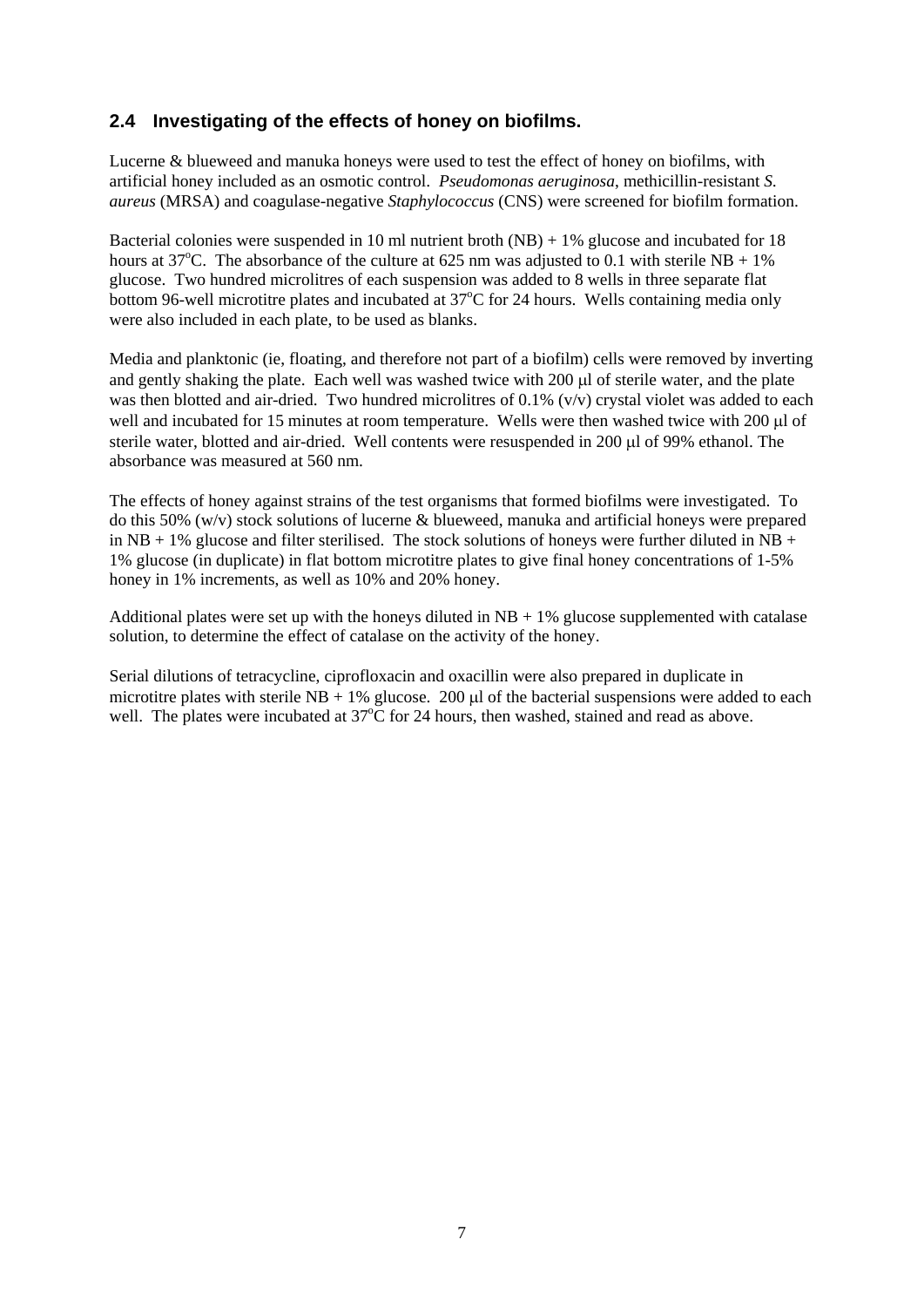## 2.4 Investigating of the effects of honey on biofilms.

Lucerne & blueweed and manuka honeys were used to test the effect of honey on biofilms, with artificial honey included as an osmotic control. *Pseudomonas aeruginosa*, methicillin-resistant *S. aureus* (MRSA) and coagulase-negative *Staphylococcus* (CNS) were screened for biofilm formation.

Bacterial colonies were suspended in 10 ml nutrient broth (NB) + 1% glucose and incubated for 18 hours at 37$^{o}$C. The absorbance of the culture at 625 nm was adjusted to 0.1 with sterile NB + 1% glucose. Two hundred microlitres of each suspension was added to 8 wells in three separate flat bottom 96-well microtitre plates and incubated at 37$^{o}$C for 24 hours. Wells containing media only were also included in each plate, to be used as blanks.

Media and planktonic (ie, floating, and therefore not part of a biofilm) cells were removed by inverting and gently shaking the plate. Each well was washed twice with 200 μl of sterile water, and the plate was then blotted and air-dried. Two hundred microlitres of 0.1% (v/v) crystal violet was added to each well and incubated for 15 minutes at room temperature. Wells were then washed twice with 200 μl of sterile water, blotted and air-dried. Well contents were resuspended in 200 μl of 99% ethanol. The absorbance was measured at 560 nm.

The effects of honey against strains of the test organisms that formed biofilms were investigated. To do this 50% (w/v) stock solutions of lucerne & blueweed, manuka and artificial honeys were prepared in NB + 1% glucose and filter sterilised. The stock solutions of honeys were further diluted in NB + 1% glucose (in duplicate) in flat bottom microtitre plates to give final honey concentrations of 1-5% honey in 1% increments, as well as 10% and 20% honey.

Additional plates were set up with the honeys diluted in NB + 1% glucose supplemented with catalase solution, to determine the effect of catalase on the activity of the honey.

Serial dilutions of tetracycline, ciprofloxacin and oxacillin were also prepared in duplicate in microtitre plates with sterile NB + 1% glucose. 200 μl of the bacterial suspensions were added to each well. The plates were incubated at 37$^{o}$C for 24 hours, then washed, stained and read as above.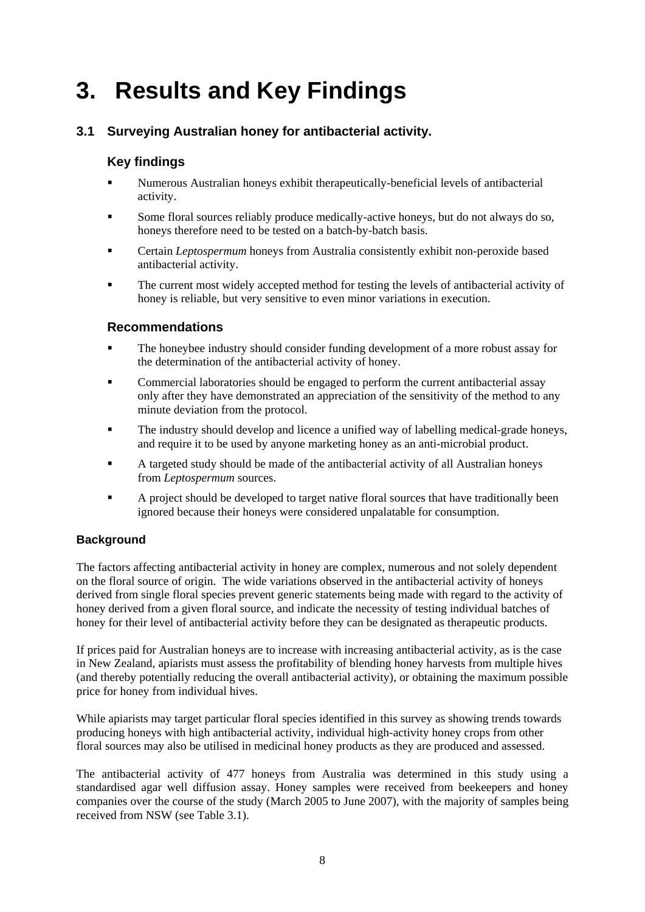# 3. Results and Key Findings

## 3.1 Surveying Australian honey for antibacterial activity.

### Key findings

- Numerous Australian honeys exhibit therapeutically-beneficial levels of antibacterial activity.
- Some floral sources reliably produce medically-active honeys, but do not always do so, honeys therefore need to be tested on a batch-by-batch basis.
- Certain *Leptospermum* honeys from Australia consistently exhibit non-peroxide based antibacterial activity.
- The current most widely accepted method for testing the levels of antibacterial activity of honey is reliable, but very sensitive to even minor variations in execution.

### Recommendations

- The honeybee industry should consider funding development of a more robust assay for the determination of the antibacterial activity of honey.
- Commercial laboratories should be engaged to perform the current antibacterial assay only after they have demonstrated an appreciation of the sensitivity of the method to any minute deviation from the protocol.
- The industry should develop and licence a unified way of labelling medical-grade honeys, and require it to be used by anyone marketing honey as an anti-microbial product.
- A targeted study should be made of the antibacterial activity of all Australian honeys from *Leptospermum* sources.
- A project should be developed to target native floral sources that have traditionally been ignored because their honeys were considered unpalatable for consumption.

#### Background

The factors affecting antibacterial activity in honey are complex, numerous and not solely dependent on the floral source of origin. The wide variations observed in the antibacterial activity of honeys derived from single floral species prevent generic statements being made with regard to the activity of honey derived from a given floral source, and indicate the necessity of testing individual batches of honey for their level of antibacterial activity before they can be designated as therapeutic products.

If prices paid for Australian honeys are to increase with increasing antibacterial activity, as is the case in New Zealand, apiarists must assess the profitability of blending honey harvests from multiple hives (and thereby potentially reducing the overall antibacterial activity), or obtaining the maximum possible price for honey from individual hives.

While apiarists may target particular floral species identified in this survey as showing trends towards producing honeys with high antibacterial activity, individual high-activity honey crops from other floral sources may also be utilised in medicinal honey products as they are produced and assessed.

The antibacterial activity of 477 honeys from Australia was determined in this study using a standardised agar well diffusion assay. Honey samples were received from beekeepers and honey companies over the course of the study (March 2005 to June 2007), with the majority of samples being received from NSW (see Table 3.1).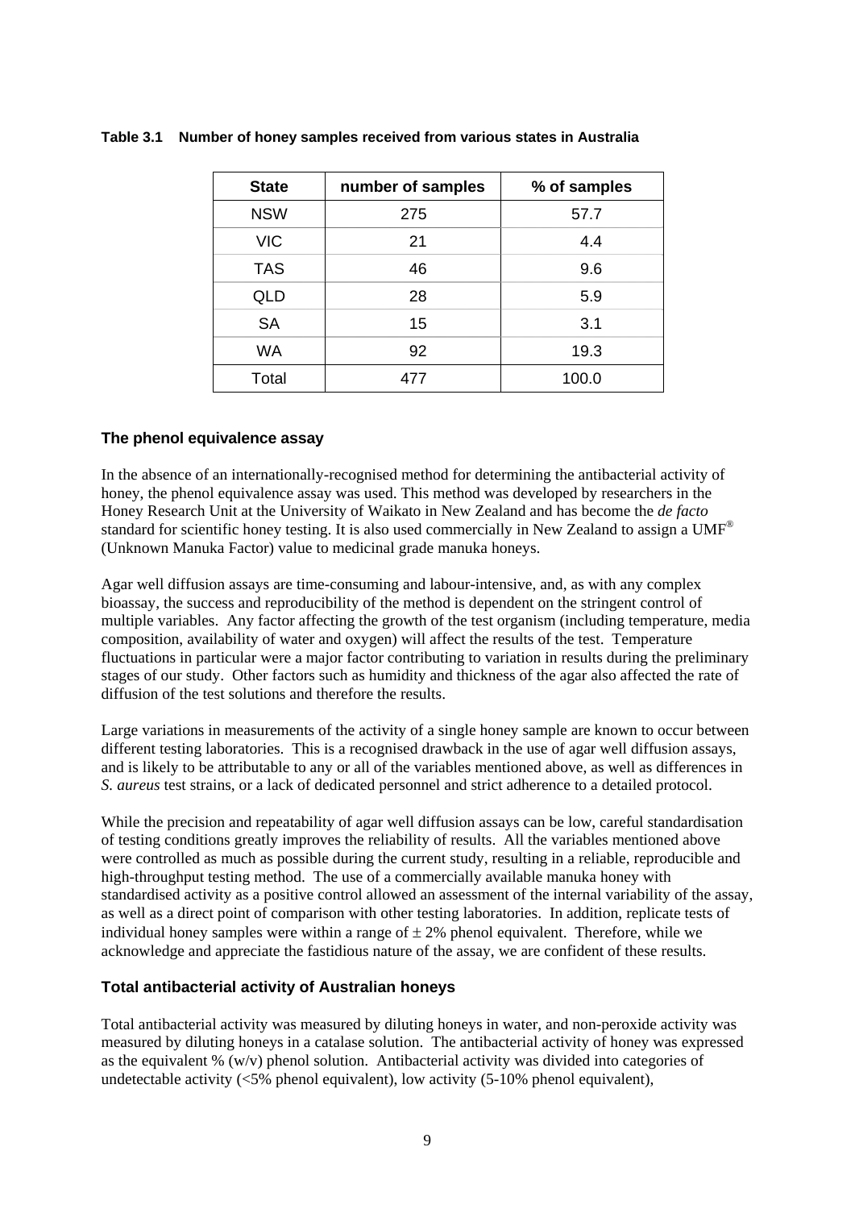**Table 3.1 Number of honey samples received from various states in Australia**

| State | number of samples | % of samples |
|---|---|---|
| NSW | 275 | 57.7 |
| VIC | 21 | 4.4 |
| TAS | 46 | 9.6 |
| QLD | 28 | 5.9 |
| SA | 15 | 3.1 |
| WA | 92 | 19.3 |
| Total | 477 | 100.0 |

### The phenol equivalence assay

In the absence of an internationally-recognised method for determining the antibacterial activity of honey, the phenol equivalence assay was used. This method was developed by researchers in the Honey Research Unit at the University of Waikato in New Zealand and has become the *de facto* standard for scientific honey testing. It is also used commercially in New Zealand to assign a UMF® (Unknown Manuka Factor) value to medicinal grade manuka honeys.

Agar well diffusion assays are time-consuming and labour-intensive, and, as with any complex bioassay, the success and reproducibility of the method is dependent on the stringent control of multiple variables. Any factor affecting the growth of the test organism (including temperature, media composition, availability of water and oxygen) will affect the results of the test. Temperature fluctuations in particular were a major factor contributing to variation in results during the preliminary stages of our study. Other factors such as humidity and thickness of the agar also affected the rate of diffusion of the test solutions and therefore the results.

Large variations in measurements of the activity of a single honey sample are known to occur between different testing laboratories. This is a recognised drawback in the use of agar well diffusion assays, and is likely to be attributable to any or all of the variables mentioned above, as well as differences in *S. aureus* test strains, or a lack of dedicated personnel and strict adherence to a detailed protocol.

While the precision and repeatability of agar well diffusion assays can be low, careful standardisation of testing conditions greatly improves the reliability of results. All the variables mentioned above were controlled as much as possible during the current study, resulting in a reliable, reproducible and high-throughput testing method. The use of a commercially available manuka honey with standardised activity as a positive control allowed an assessment of the internal variability of the assay, as well as a direct point of comparison with other testing laboratories. In addition, replicate tests of individual honey samples were within a range of $\pm$ 2% phenol equivalent. Therefore, while we acknowledge and appreciate the fastidious nature of the assay, we are confident of these results.

### Total antibacterial activity of Australian honeys

Total antibacterial activity was measured by diluting honeys in water, and non-peroxide activity was measured by diluting honeys in a catalase solution. The antibacterial activity of honey was expressed as the equivalent % (w/v) phenol solution. Antibacterial activity was divided into categories of undetectable activity (<5% phenol equivalent), low activity (5-10% phenol equivalent),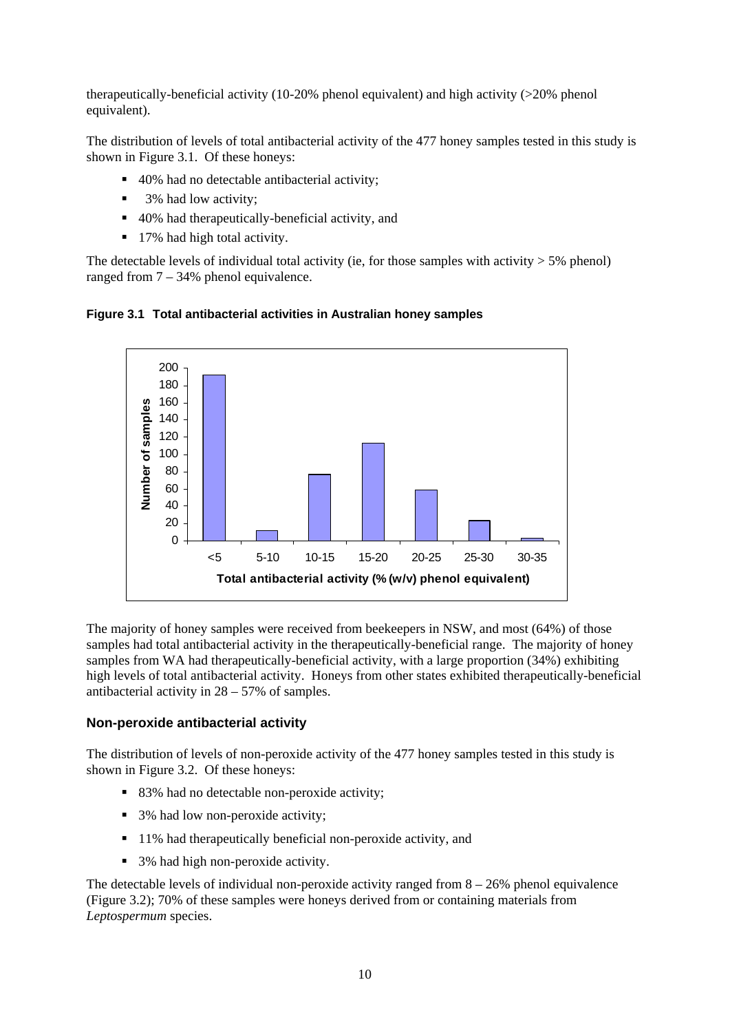therapeutically-beneficial activity (10-20% phenol equivalent) and high activity (>20% phenol equivalent).

The distribution of levels of total antibacterial activity of the 477 honey samples tested in this study is shown in Figure 3.1. Of these honeys:

- 40% had no detectable antibacterial activity;
- 3% had low activity;
- 40% had therapeutically-beneficial activity, and
- 17% had high total activity.

The detectable levels of individual total activity (ie, for those samples with activity > 5% phenol) ranged from 7 – 34% phenol equivalence.

**Figure 3.1 Total antibacterial activities in Australian honey samples**

The majority of honey samples were received from beekeepers in NSW, and most (64%) of those samples had total antibacterial activity in the therapeutically-beneficial range. The majority of honey samples from WA had therapeutically-beneficial activity, with a large proportion (34%) exhibiting high levels of total antibacterial activity. Honeys from other states exhibited therapeutically-beneficial antibacterial activity in 28 – 57% of samples.

### Non-peroxide antibacterial activity

The distribution of levels of non-peroxide activity of the 477 honey samples tested in this study is shown in Figure 3.2. Of these honeys:

- 83% had no detectable non-peroxide activity;
- 3% had low non-peroxide activity;
- 11% had therapeutically beneficial non-peroxide activity, and
- 3% had high non-peroxide activity.

The detectable levels of individual non-peroxide activity ranged from 8 – 26% phenol equivalence (Figure 3.2); 70% of these samples were honeys derived from or containing materials from *Leptospermum* species.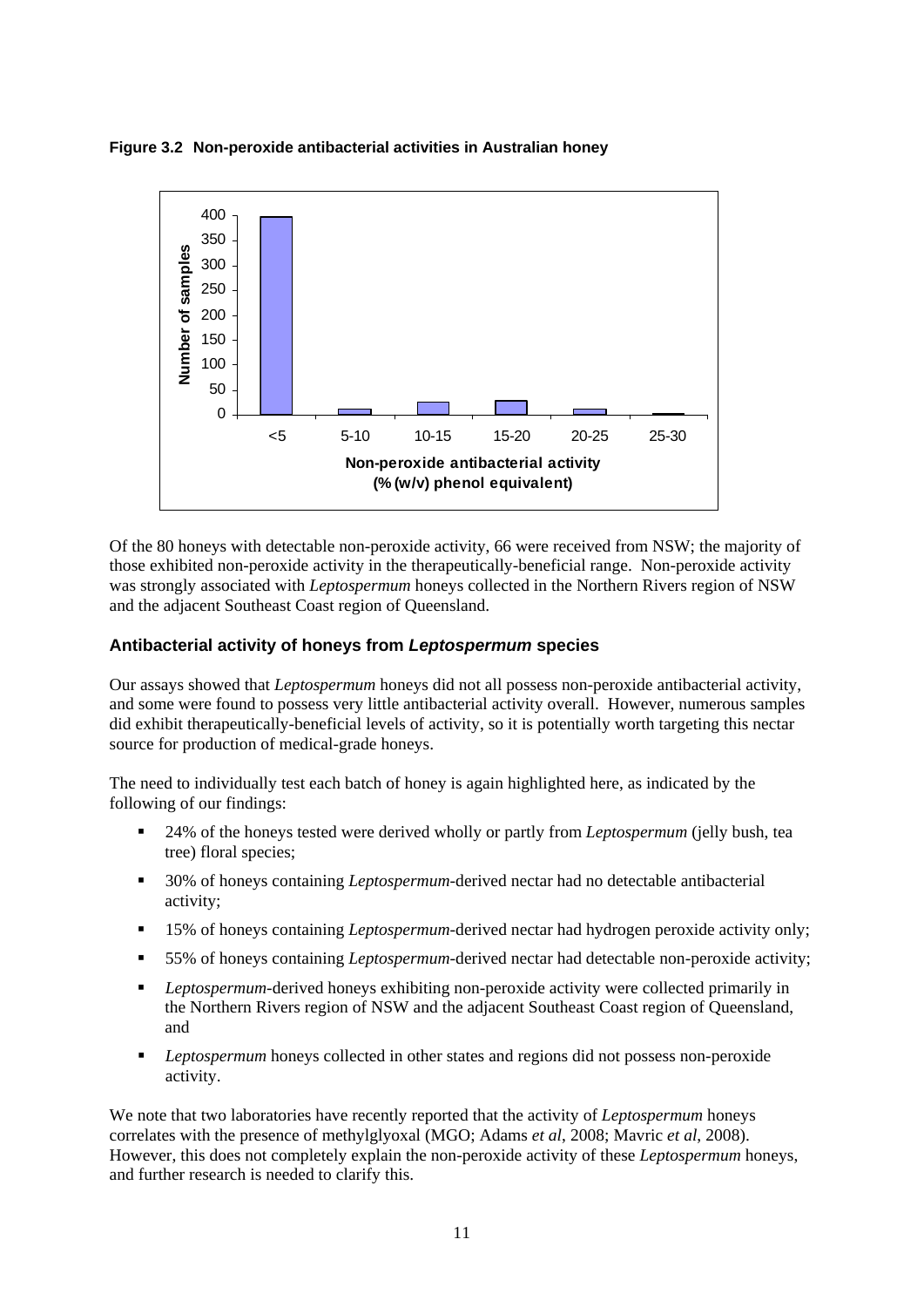**Figure 3.2 Non-peroxide antibacterial activities in Australian honey**

Of the 80 honeys with detectable non-peroxide activity, 66 were received from NSW; the majority of those exhibited non-peroxide activity in the therapeutically-beneficial range. Non-peroxide activity was strongly associated with *Leptospermum* honeys collected in the Northern Rivers region of NSW and the adjacent Southeast Coast region of Queensland.

### Antibacterial activity of honeys from *Leptospermum* species

Our assays showed that *Leptospermum* honeys did not all possess non-peroxide antibacterial activity, and some were found to possess very little antibacterial activity overall. However, numerous samples did exhibit therapeutically-beneficial levels of activity, so it is potentially worth targeting this nectar source for production of medical-grade honeys.

The need to individually test each batch of honey is again highlighted here, as indicated by the following of our findings:

- 24% of the honeys tested were derived wholly or partly from *Leptospermum* (jelly bush, tea tree) floral species;
- 30% of honeys containing *Leptospermum*-derived nectar had no detectable antibacterial activity;
- 15% of honeys containing *Leptospermum*-derived nectar had hydrogen peroxide activity only;
- 55% of honeys containing *Leptospermum*-derived nectar had detectable non-peroxide activity;
- *Leptospermum*-derived honeys exhibiting non-peroxide activity were collected primarily in the Northern Rivers region of NSW and the adjacent Southeast Coast region of Queensland, and
- *Leptospermum* honeys collected in other states and regions did not possess non-peroxide activity.

We note that two laboratories have recently reported that the activity of *Leptospermum* honeys correlates with the presence of methylglyoxal (MGO; Adams *et al*, 2008; Mavric *et al*, 2008). However, this does not completely explain the non-peroxide activity of these *Leptospermum* honeys, and further research is needed to clarify this.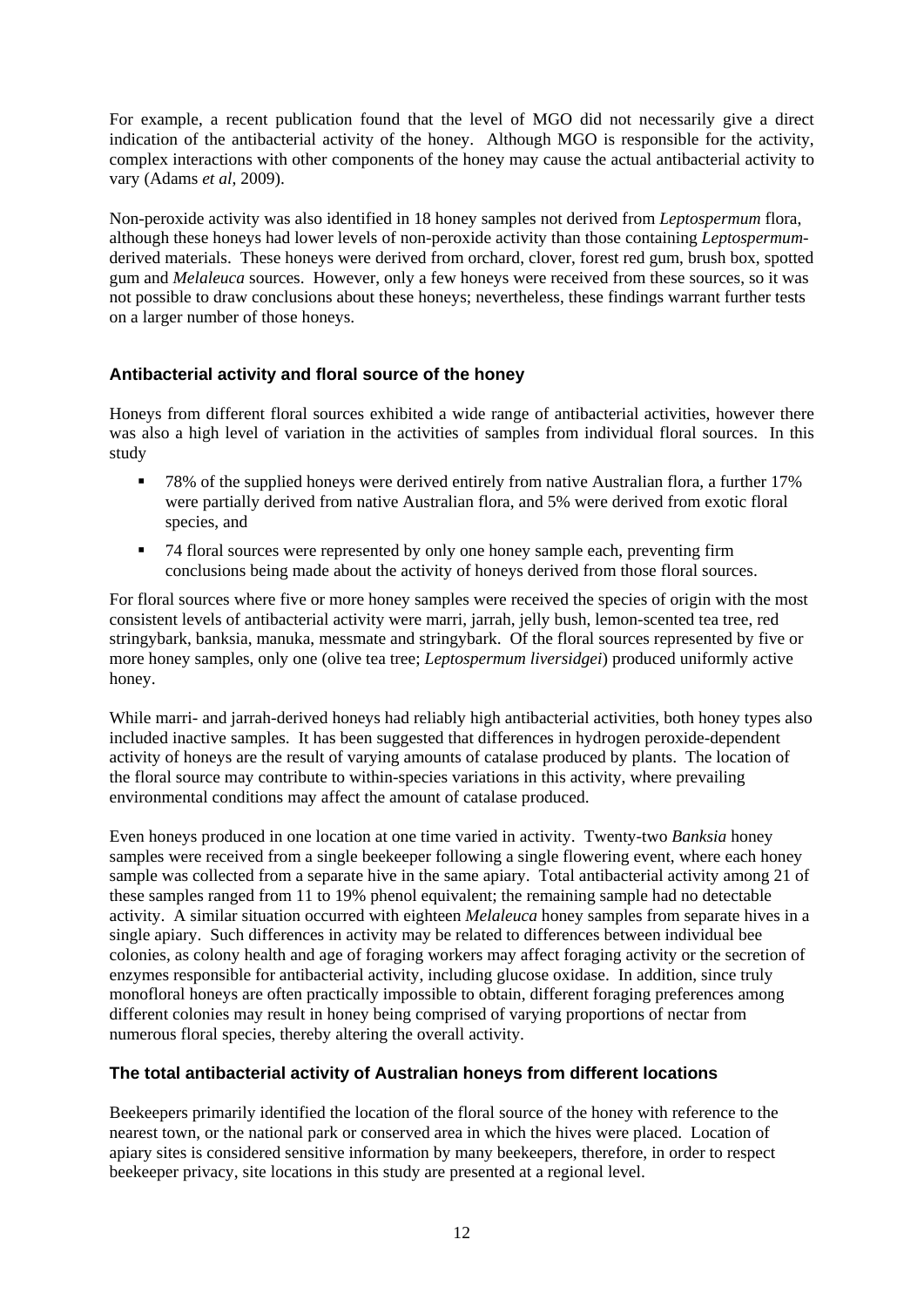For example, a recent publication found that the level of MGO did not necessarily give a direct indication of the antibacterial activity of the honey. Although MGO is responsible for the activity, complex interactions with other components of the honey may cause the actual antibacterial activity to vary (Adams *et al*, 2009).

Non-peroxide activity was also identified in 18 honey samples not derived from *Leptospermum* flora, although these honeys had lower levels of non-peroxide activity than those containing *Leptospermum*-derived materials. These honeys were derived from orchard, clover, forest red gum, brush box, spotted gum and *Melaleuca* sources. However, only a few honeys were received from these sources, so it was not possible to draw conclusions about these honeys; nevertheless, these findings warrant further tests on a larger number of those honeys.

### Antibacterial activity and floral source of the honey

Honeys from different floral sources exhibited a wide range of antibacterial activities, however there was also a high level of variation in the activities of samples from individual floral sources. In this study

- 78% of the supplied honeys were derived entirely from native Australian flora, a further 17% were partially derived from native Australian flora, and 5% were derived from exotic floral species, and
- 74 floral sources were represented by only one honey sample each, preventing firm conclusions being made about the activity of honeys derived from those floral sources.

For floral sources where five or more honey samples were received the species of origin with the most consistent levels of antibacterial activity were marri, jarrah, jelly bush, lemon-scented tea tree, red stringybark, banksia, manuka, messmate and stringybark. Of the floral sources represented by five or more honey samples, only one (olive tea tree; *Leptospermum liversidgei*) produced uniformly active honey.

While marri- and jarrah-derived honeys had reliably high antibacterial activities, both honey types also included inactive samples. It has been suggested that differences in hydrogen peroxide-dependent activity of honeys are the result of varying amounts of catalase produced by plants. The location of the floral source may contribute to within-species variations in this activity, where prevailing environmental conditions may affect the amount of catalase produced.

Even honeys produced in one location at one time varied in activity. Twenty-two *Banksia* honey samples were received from a single beekeeper following a single flowering event, where each honey sample was collected from a separate hive in the same apiary. Total antibacterial activity among 21 of these samples ranged from 11 to 19% phenol equivalent; the remaining sample had no detectable activity. A similar situation occurred with eighteen *Melaleuca* honey samples from separate hives in a single apiary. Such differences in activity may be related to differences between individual bee colonies, as colony health and age of foraging workers may affect foraging activity or the secretion of enzymes responsible for antibacterial activity, including glucose oxidase. In addition, since truly monofloral honeys are often practically impossible to obtain, different foraging preferences among different colonies may result in honey being comprised of varying proportions of nectar from numerous floral species, thereby altering the overall activity.

### The total antibacterial activity of Australian honeys from different locations

Beekeepers primarily identified the location of the floral source of the honey with reference to the nearest town, or the national park or conserved area in which the hives were placed. Location of apiary sites is considered sensitive information by many beekeepers, therefore, in order to respect beekeeper privacy, site locations in this study are presented at a regional level.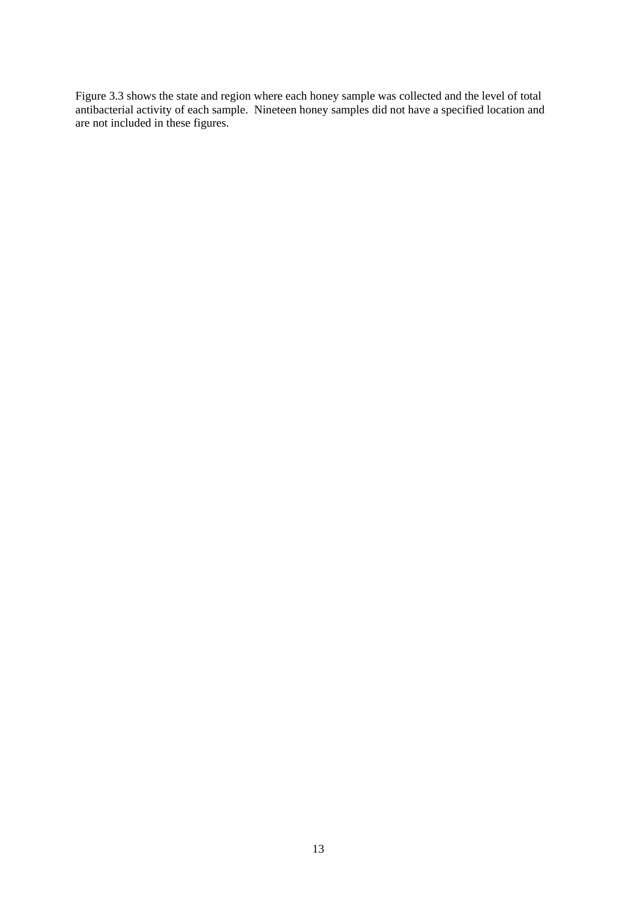Figure 3.3 shows the state and region where each honey sample was collected and the level of total antibacterial activity of each sample. Nineteen honey samples did not have a specified location and are not included in these figures.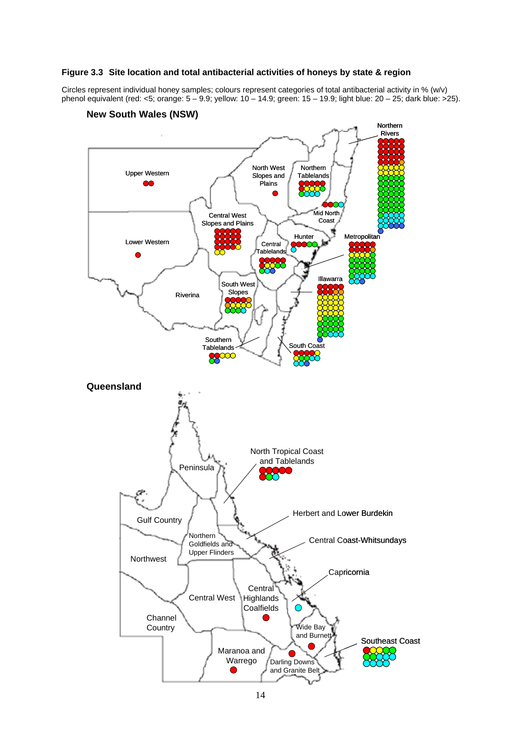**Figure 3.3 Site location and total antibacterial activities of honeys by state & region**

Circles represent individual honey samples; colours represent categories of total antibacterial activity in % (w/v) phenol equivalent (red: <5; orange: 5 – 9.9; yellow: 10 – 14.9; green: 15 – 19.9; light blue: 20 – 25; dark blue: >25).

**New South Wales (NSW)**

Northern Rivers

Upper Western

North West Slopes and Plains

Northern Tablelands

Mid North Coast

Central West Slopes and Plains

Lower Western

Hunter

Metropolitan

Central Tablelands

South West Slopes

Riverina

Illawarra

Southern Tablelands

South Coast

**Queensland**

North Tropical Coast and Tablelands

Peninsula

Herbert and Lower Burdekin

Gulf Country

Northern Goldfields and Upper Flinders

Central Coast-Whitsundays

Northwest

Capricornia

Central Highlands Coalfields

Central West

Channel Country

Wide Bay and Burnett

Southeast Coast

Maranoa and Warrego

Darling Downs and Granite Belt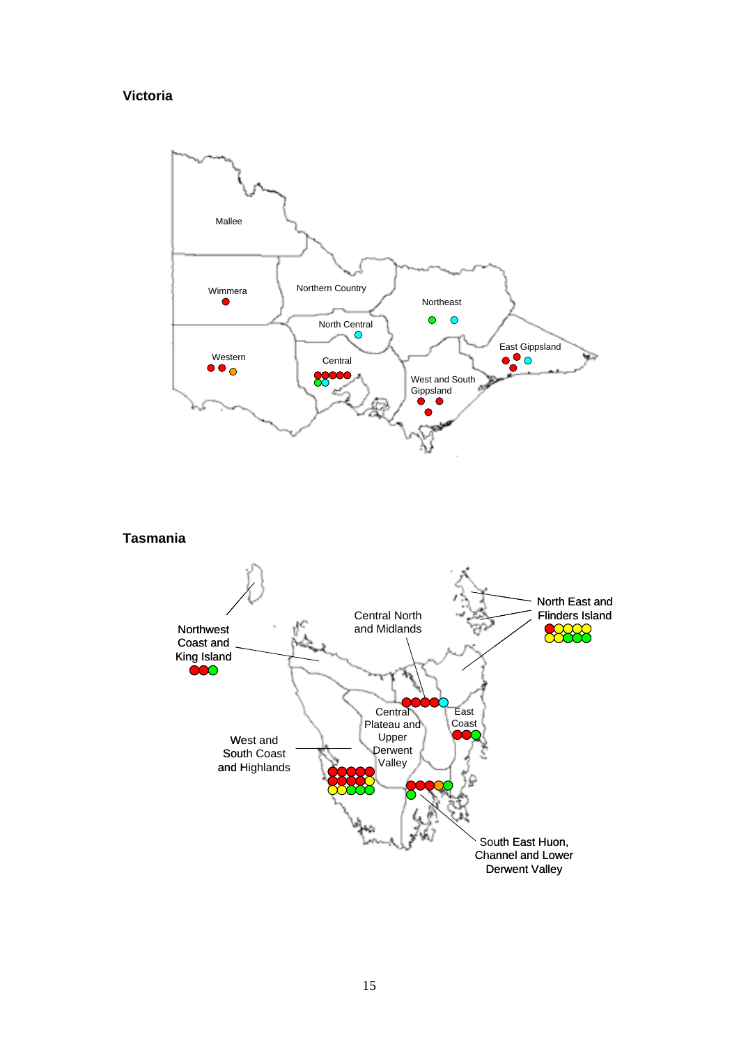## Victoria

Mallee

Wimmera

Northern Country

North Central

Northeast

Western

Central

East Gippsland

West and South Gippsland

## Tasmania

Northwest Coast and King Island

Central North and Midlands

North East and Flinders Island

Central Plateau and Upper Derwent Valley

East Coast

West and South Coast and Highlands

South East Huon, Channel and Lower Derwent Valley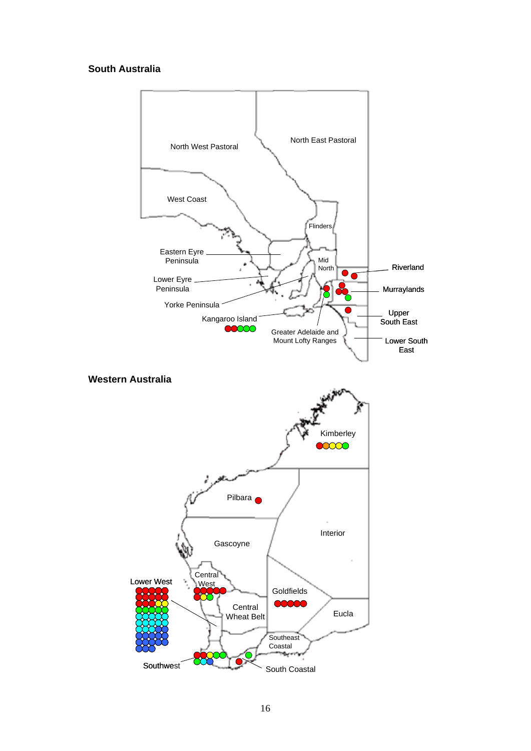## South Australia

North West Pastoral

North East Pastoral

West Coast

Flinders

Eastern Eyre Peninsula

Mid North

Riverland

Lower Eyre Peninsula

Murraylands

Yorke Peninsula

Upper South East

Kangaroo Island

Greater Adelaide and Mount Lofty Ranges

Lower South East

## Western Australia

Kimberley

Pilbara

Interior

Gascoyne

Central West

Lower West

Goldfields

Central Wheat Belt

Eucla

Southeast Coastal

Southwest

South Coastal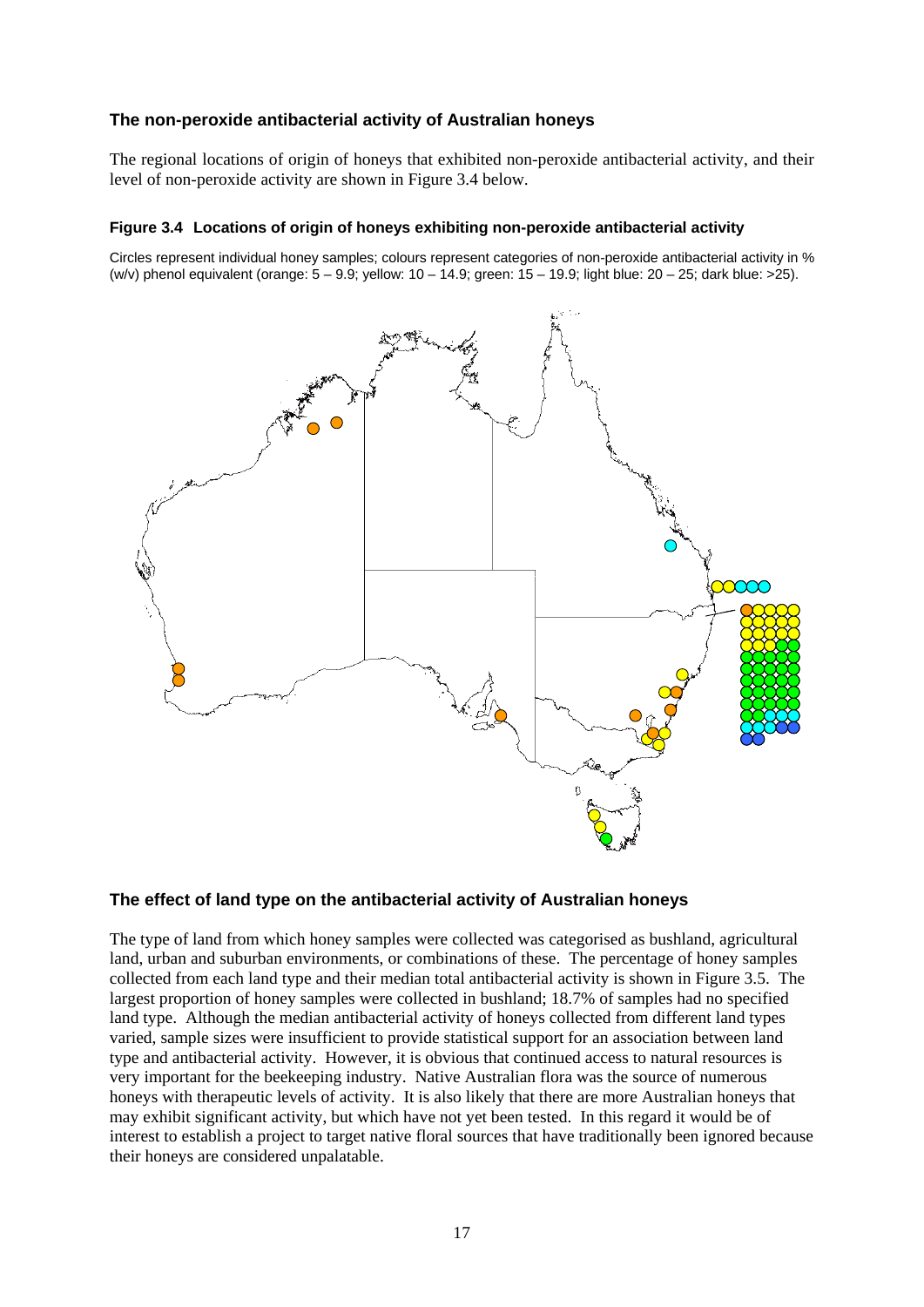## The non-peroxide antibacterial activity of Australian honeys

The regional locations of origin of honeys that exhibited non-peroxide antibacterial activity, and their level of non-peroxide activity are shown in Figure 3.4 below.

#### Figure 3.4 Locations of origin of honeys exhibiting non-peroxide antibacterial activity

Circles represent individual honey samples; colours represent categories of non-peroxide antibacterial activity in % (w/v) phenol equivalent (orange: 5 – 9.9; yellow: 10 – 14.9; green: 15 – 19.9; light blue: 20 – 25; dark blue: >25).

## The effect of land type on the antibacterial activity of Australian honeys

The type of land from which honey samples were collected was categorised as bushland, agricultural land, urban and suburban environments, or combinations of these. The percentage of honey samples collected from each land type and their median total antibacterial activity is shown in Figure 3.5. The largest proportion of honey samples were collected in bushland; 18.7% of samples had no specified land type. Although the median antibacterial activity of honeys collected from different land types varied, sample sizes were insufficient to provide statistical support for an association between land type and antibacterial activity. However, it is obvious that continued access to natural resources is very important for the beekeeping industry. Native Australian flora was the source of numerous honeys with therapeutic levels of activity. It is also likely that there are more Australian honeys that may exhibit significant activity, but which have not yet been tested. In this regard it would be of interest to establish a project to target native floral sources that have traditionally been ignored because their honeys are considered unpalatable.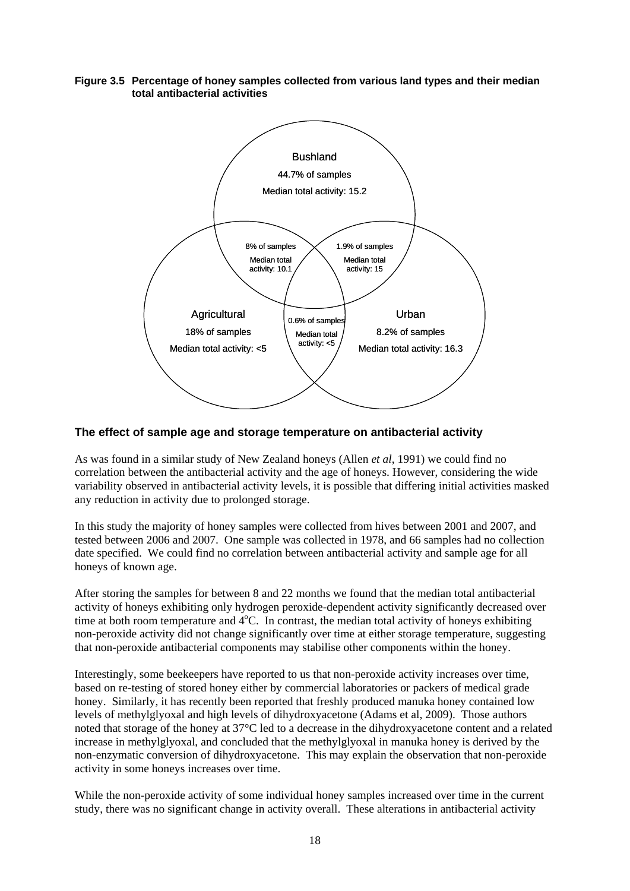**Figure 3.5 Percentage of honey samples collected from various land types and their median total antibacterial activities**

Bushland
44.7% of samples
Median total activity: 15.2

8% of samples
Median total activity: 10.1

1.9% of samples
Median total activity: 15

Agricultural
18% of samples
Median total activity: <5

0.6% of samples
Median total activity: <5

Urban
8.2% of samples
Median total activity: 16.3

### The effect of sample age and storage temperature on antibacterial activity

As was found in a similar study of New Zealand honeys (Allen *et al*, 1991) we could find no correlation between the antibacterial activity and the age of honeys. However, considering the wide variability observed in antibacterial activity levels, it is possible that differing initial activities masked any reduction in activity due to prolonged storage.

In this study the majority of honey samples were collected from hives between 2001 and 2007, and tested between 2006 and 2007. One sample was collected in 1978, and 66 samples had no collection date specified. We could find no correlation between antibacterial activity and sample age for all honeys of known age.

After storing the samples for between 8 and 22 months we found that the median total antibacterial activity of honeys exhibiting only hydrogen peroxide-dependent activity significantly decreased over time at both room temperature and 4°C. In contrast, the median total activity of honeys exhibiting non-peroxide activity did not change significantly over time at either storage temperature, suggesting that non-peroxide antibacterial components may stabilise other components within the honey.

Interestingly, some beekeepers have reported to us that non-peroxide activity increases over time, based on re-testing of stored honey either by commercial laboratories or packers of medical grade honey. Similarly, it has recently been reported that freshly produced manuka honey contained low levels of methylglyoxal and high levels of dihydroxyacetone (Adams et al, 2009). Those authors noted that storage of the honey at 37°C led to a decrease in the dihydroxyacetone content and a related increase in methylglyoxal, and concluded that the methylglyoxal in manuka honey is derived by the non-enzymatic conversion of dihydroxyacetone. This may explain the observation that non-peroxide activity in some honeys increases over time.

While the non-peroxide activity of some individual honey samples increased over time in the current study, there was no significant change in activity overall. These alterations in antibacterial activity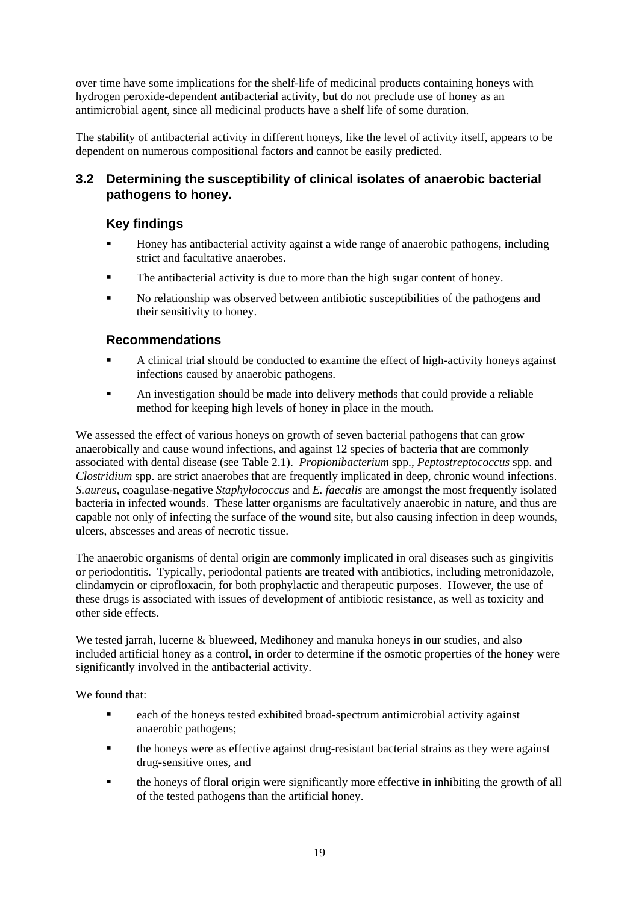over time have some implications for the shelf-life of medicinal products containing honeys with hydrogen peroxide-dependent antibacterial activity, but do not preclude use of honey as an antimicrobial agent, since all medicinal products have a shelf life of some duration.

The stability of antibacterial activity in different honeys, like the level of activity itself, appears to be dependent on numerous compositional factors and cannot be easily predicted.

## 3.2 Determining the susceptibility of clinical isolates of anaerobic bacterial pathogens to honey.

### Key findings

- Honey has antibacterial activity against a wide range of anaerobic pathogens, including strict and facultative anaerobes.
- The antibacterial activity is due to more than the high sugar content of honey.
- No relationship was observed between antibiotic susceptibilities of the pathogens and their sensitivity to honey.

### Recommendations

- A clinical trial should be conducted to examine the effect of high-activity honeys against infections caused by anaerobic pathogens.
- An investigation should be made into delivery methods that could provide a reliable method for keeping high levels of honey in place in the mouth.

We assessed the effect of various honeys on growth of seven bacterial pathogens that can grow anaerobically and cause wound infections, and against 12 species of bacteria that are commonly associated with dental disease (see Table 2.1). *Propionibacterium* spp., *Peptostreptococcus* spp. and *Clostridium* spp. are strict anaerobes that are frequently implicated in deep, chronic wound infections. *S.aureus*, coagulase-negative *Staphylococcus* and *E. faecalis* are amongst the most frequently isolated bacteria in infected wounds. These latter organisms are facultatively anaerobic in nature, and thus are capable not only of infecting the surface of the wound site, but also causing infection in deep wounds, ulcers, abscesses and areas of necrotic tissue.

The anaerobic organisms of dental origin are commonly implicated in oral diseases such as gingivitis or periodontitis. Typically, periodontal patients are treated with antibiotics, including metronidazole, clindamycin or ciprofloxacin, for both prophylactic and therapeutic purposes. However, the use of these drugs is associated with issues of development of antibiotic resistance, as well as toxicity and other side effects.

We tested jarrah, lucerne & blueweed, Medihoney and manuka honeys in our studies, and also included artificial honey as a control, in order to determine if the osmotic properties of the honey were significantly involved in the antibacterial activity.

We found that:

- each of the honeys tested exhibited broad-spectrum antimicrobial activity against anaerobic pathogens;
- the honeys were as effective against drug-resistant bacterial strains as they were against drug-sensitive ones, and
- the honeys of floral origin were significantly more effective in inhibiting the growth of all of the tested pathogens than the artificial honey.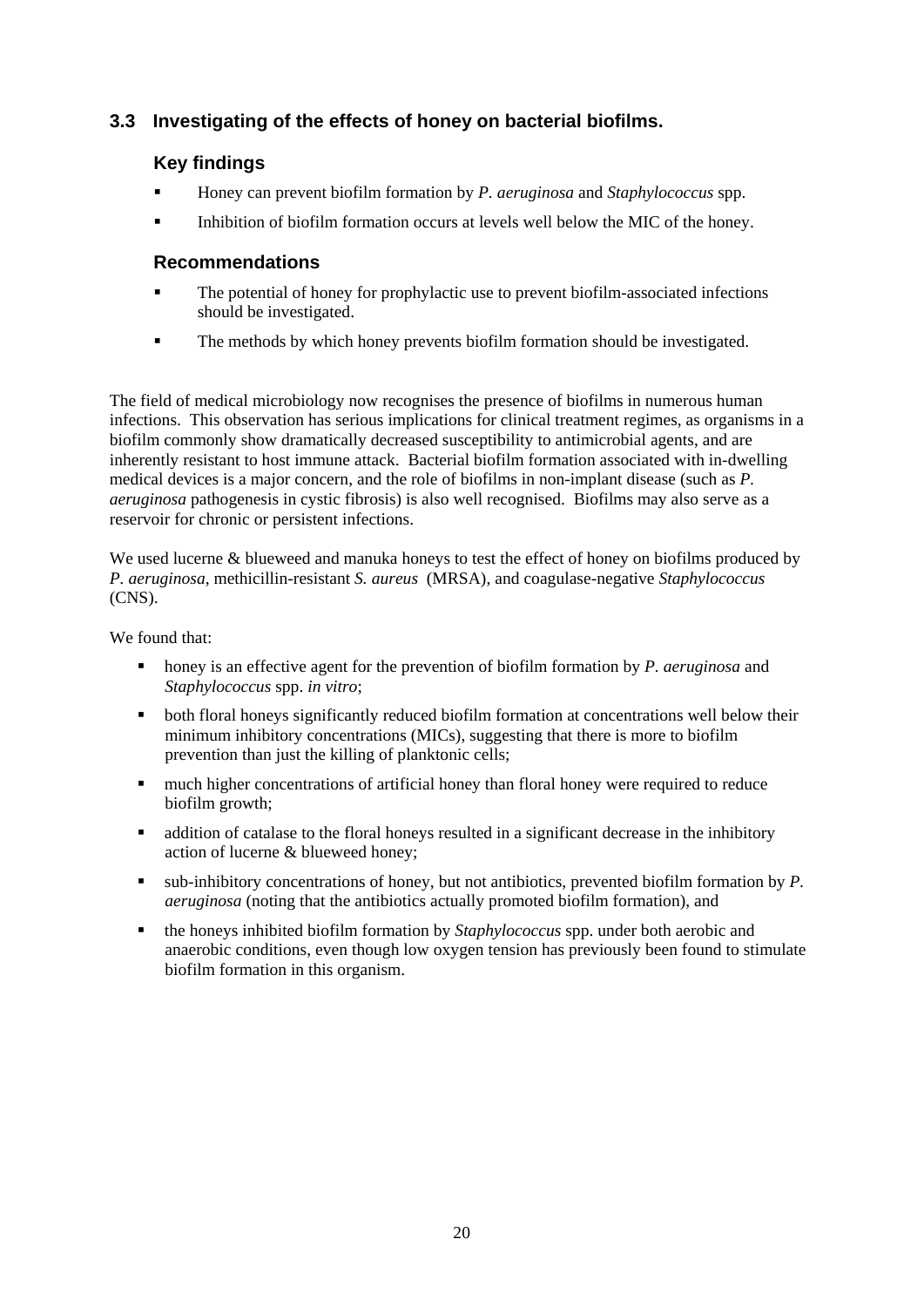## 3.3 Investigating of the effects of honey on bacterial biofilms.

### Key findings

- Honey can prevent biofilm formation by *P. aeruginosa* and *Staphylococcus* spp.
- Inhibition of biofilm formation occurs at levels well below the MIC of the honey.

### Recommendations

- The potential of honey for prophylactic use to prevent biofilm-associated infections should be investigated.
- The methods by which honey prevents biofilm formation should be investigated.

The field of medical microbiology now recognises the presence of biofilms in numerous human infections. This observation has serious implications for clinical treatment regimes, as organisms in a biofilm commonly show dramatically decreased susceptibility to antimicrobial agents, and are inherently resistant to host immune attack. Bacterial biofilm formation associated with in-dwelling medical devices is a major concern, and the role of biofilms in non-implant disease (such as *P. aeruginosa* pathogenesis in cystic fibrosis) is also well recognised. Biofilms may also serve as a reservoir for chronic or persistent infections.

We used lucerne & blueweed and manuka honeys to test the effect of honey on biofilms produced by *P. aeruginosa*, methicillin-resistant *S. aureus* (MRSA), and coagulase-negative *Staphylococcus* (CNS).

We found that:

- honey is an effective agent for the prevention of biofilm formation by *P. aeruginosa* and *Staphylococcus* spp. *in vitro*;
- both floral honeys significantly reduced biofilm formation at concentrations well below their minimum inhibitory concentrations (MICs), suggesting that there is more to biofilm prevention than just the killing of planktonic cells;
- much higher concentrations of artificial honey than floral honey were required to reduce biofilm growth;
- addition of catalase to the floral honeys resulted in a significant decrease in the inhibitory action of lucerne & blueweed honey;
- sub-inhibitory concentrations of honey, but not antibiotics, prevented biofilm formation by *P. aeruginosa* (noting that the antibiotics actually promoted biofilm formation), and
- the honeys inhibited biofilm formation by *Staphylococcus* spp. under both aerobic and anaerobic conditions, even though low oxygen tension has previously been found to stimulate biofilm formation in this organism.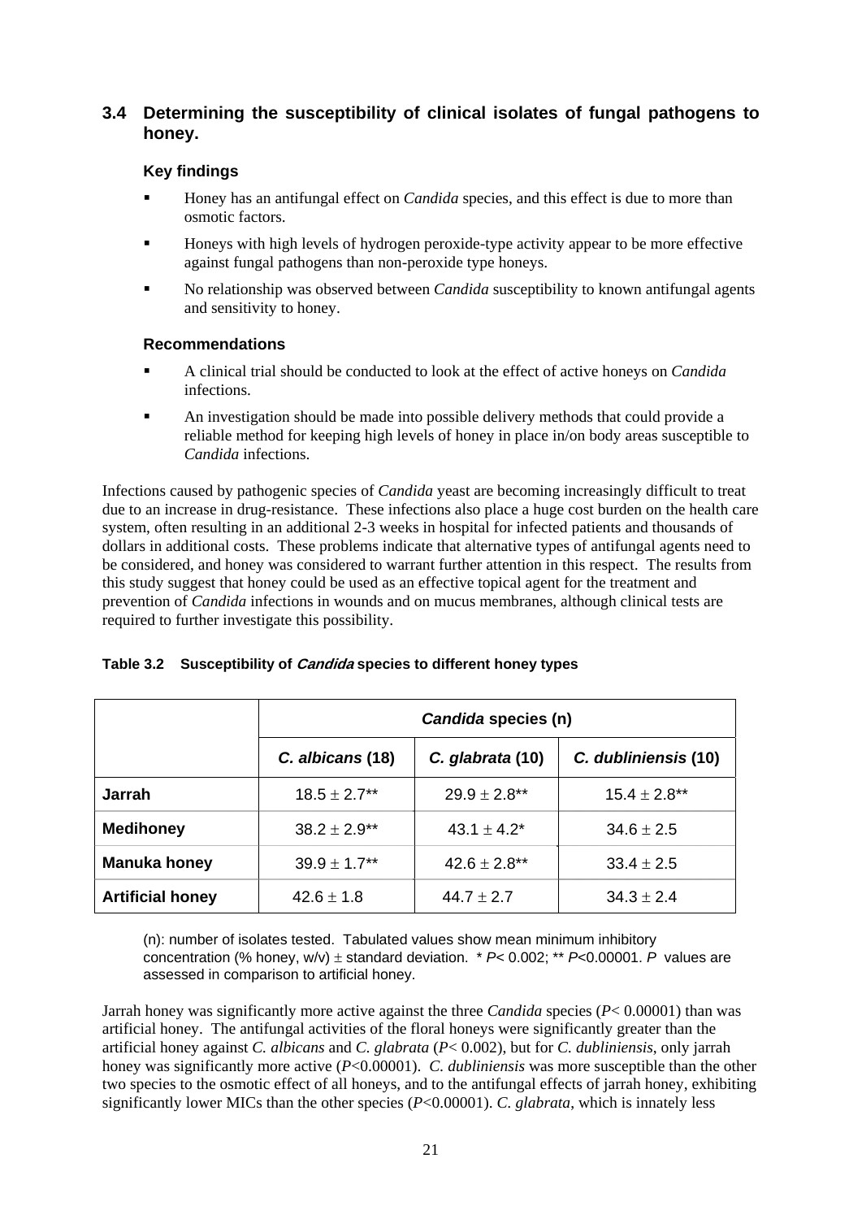## 3.4 Determining the susceptibility of clinical isolates of fungal pathogens to honey.

### Key findings

- Honey has an antifungal effect on *Candida* species, and this effect is due to more than osmotic factors.
- Honeys with high levels of hydrogen peroxide-type activity appear to be more effective against fungal pathogens than non-peroxide type honeys.
- No relationship was observed between *Candida* susceptibility to known antifungal agents and sensitivity to honey.

### Recommendations

- A clinical trial should be conducted to look at the effect of active honeys on *Candida* infections.
- An investigation should be made into possible delivery methods that could provide a reliable method for keeping high levels of honey in place in/on body areas susceptible to *Candida* infections.

Infections caused by pathogenic species of *Candida* yeast are becoming increasingly difficult to treat due to an increase in drug-resistance. These infections also place a huge cost burden on the health care system, often resulting in an additional 2-3 weeks in hospital for infected patients and thousands of dollars in additional costs. These problems indicate that alternative types of antifungal agents need to be considered, and honey was considered to warrant further attention in this respect. The results from this study suggest that honey could be used as an effective topical agent for the treatment and prevention of *Candida* infections in wounds and on mucus membranes, although clinical tests are required to further investigate this possibility.

**Table 3.2 Susceptibility of *Candida* species to different honey types**

| | ***Candida* species (n)** | | |
|---|---|---|---|
| | ***C. albicans* (18)** | ***C. glabrata* (10)** | ***C. dubliniensis* (10)** |
| **Jarrah** | $18.5 \pm 2.7$** | $29.9 \pm 2.8$** | $15.4 \pm 2.8$** |
| **Medihoney** | $38.2 \pm 2.9$** | $43.1 \pm 4.2$* | $34.6 \pm 2.5$ |
| **Manuka honey** | $39.9 \pm 1.7$** | $42.6 \pm 2.8$** | $33.4 \pm 2.5$ |
| **Artificial honey** | $42.6 \pm 1.8$ | $44.7 \pm 2.7$ | $34.3 \pm 2.4$ |

(n): number of isolates tested. Tabulated values show mean minimum inhibitory concentration (% honey, w/v) ± standard deviation. * $P < 0.002$; ** $P < 0.00001$. $P$ values are assessed in comparison to artificial honey.

Jarrah honey was significantly more active against the three *Candida* species ($P < 0.00001$) than was artificial honey. The antifungal activities of the floral honeys were significantly greater than the artificial honey against *C. albicans* and *C. glabrata* ($P < 0.002$), but for *C. dubliniensis*, only jarrah honey was significantly more active ($P < 0.00001$). *C. dubliniensis* was more susceptible than the other two species to the osmotic effect of all honeys, and to the antifungal effects of jarrah honey, exhibiting significantly lower MICs than the other species ($P < 0.00001$). *C. glabrata*, which is innately less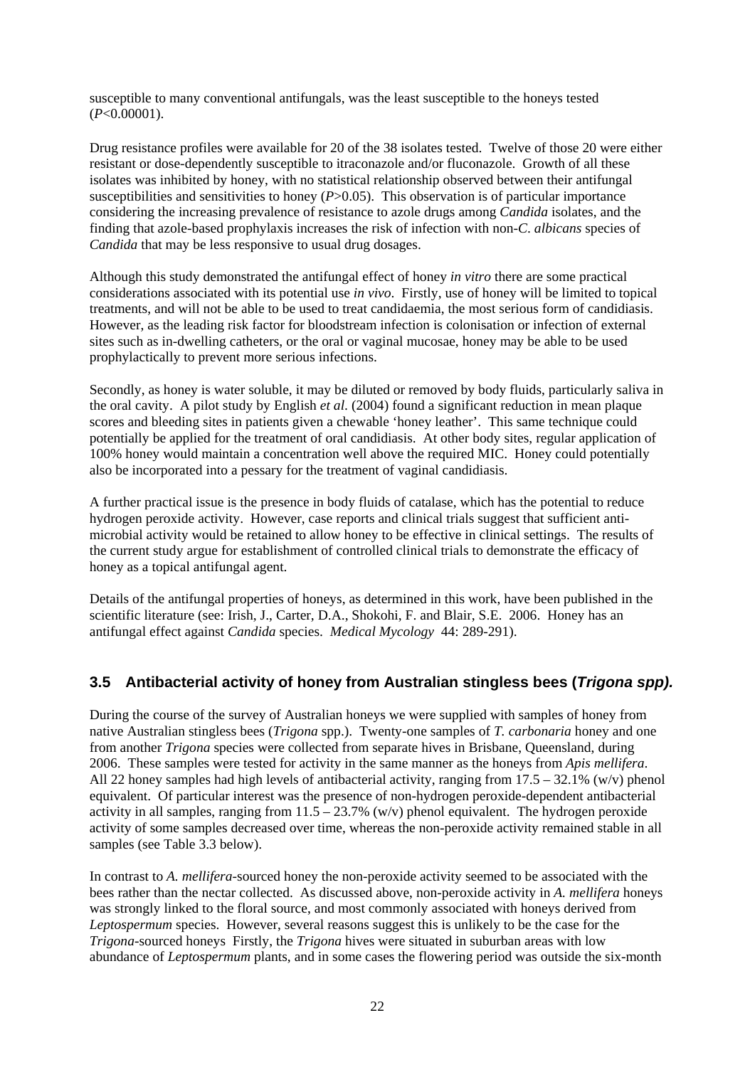susceptible to many conventional antifungals, was the least susceptible to the honeys tested ($P$<0.00001).

Drug resistance profiles were available for 20 of the 38 isolates tested. Twelve of those 20 were either resistant or dose-dependently susceptible to itraconazole and/or fluconazole. Growth of all these isolates was inhibited by honey, with no statistical relationship observed between their antifungal susceptibilities and sensitivities to honey ($P$>0.05). This observation is of particular importance considering the increasing prevalence of resistance to azole drugs among *Candida* isolates, and the finding that azole-based prophylaxis increases the risk of infection with non-*C. albicans* species of *Candida* that may be less responsive to usual drug dosages.

Although this study demonstrated the antifungal effect of honey *in vitro* there are some practical considerations associated with its potential use *in vivo*. Firstly, use of honey will be limited to topical treatments, and will not be able to be used to treat candidaemia, the most serious form of candidiasis. However, as the leading risk factor for bloodstream infection is colonisation or infection of external sites such as in-dwelling catheters, or the oral or vaginal mucosae, honey may be able to be used prophylactically to prevent more serious infections.

Secondly, as honey is water soluble, it may be diluted or removed by body fluids, particularly saliva in the oral cavity. A pilot study by English *et al*. (2004) found a significant reduction in mean plaque scores and bleeding sites in patients given a chewable 'honey leather'. This same technique could potentially be applied for the treatment of oral candidiasis. At other body sites, regular application of 100% honey would maintain a concentration well above the required MIC. Honey could potentially also be incorporated into a pessary for the treatment of vaginal candidiasis.

A further practical issue is the presence in body fluids of catalase, which has the potential to reduce hydrogen peroxide activity. However, case reports and clinical trials suggest that sufficient anti-microbial activity would be retained to allow honey to be effective in clinical settings. The results of the current study argue for establishment of controlled clinical trials to demonstrate the efficacy of honey as a topical antifungal agent.

Details of the antifungal properties of honeys, as determined in this work, have been published in the scientific literature (see: Irish, J., Carter, D.A., Shokohi, F. and Blair, S.E. 2006. Honey has an antifungal effect against *Candida* species. *Medical Mycology* 44: 289-291).

## 3.5 Antibacterial activity of honey from Australian stingless bees (*Trigona spp).*

During the course of the survey of Australian honeys we were supplied with samples of honey from native Australian stingless bees (*Trigona* spp.). Twenty-one samples of *T. carbonaria* honey and one from another *Trigona* species were collected from separate hives in Brisbane, Queensland, during 2006. These samples were tested for activity in the same manner as the honeys from *Apis mellifera*. All 22 honey samples had high levels of antibacterial activity, ranging from 17.5 – 32.1% (w/v) phenol equivalent. Of particular interest was the presence of non-hydrogen peroxide-dependent antibacterial activity in all samples, ranging from 11.5 – 23.7% (w/v) phenol equivalent. The hydrogen peroxide activity of some samples decreased over time, whereas the non-peroxide activity remained stable in all samples (see Table 3.3 below).

In contrast to *A. mellifera*-sourced honey the non-peroxide activity seemed to be associated with the bees rather than the nectar collected. As discussed above, non-peroxide activity in *A. mellifera* honeys was strongly linked to the floral source, and most commonly associated with honeys derived from *Leptospermum* species. However, several reasons suggest this is unlikely to be the case for the *Trigona*-sourced honeys Firstly, the *Trigona* hives were situated in suburban areas with low abundance of *Leptospermum* plants, and in some cases the flowering period was outside the six-month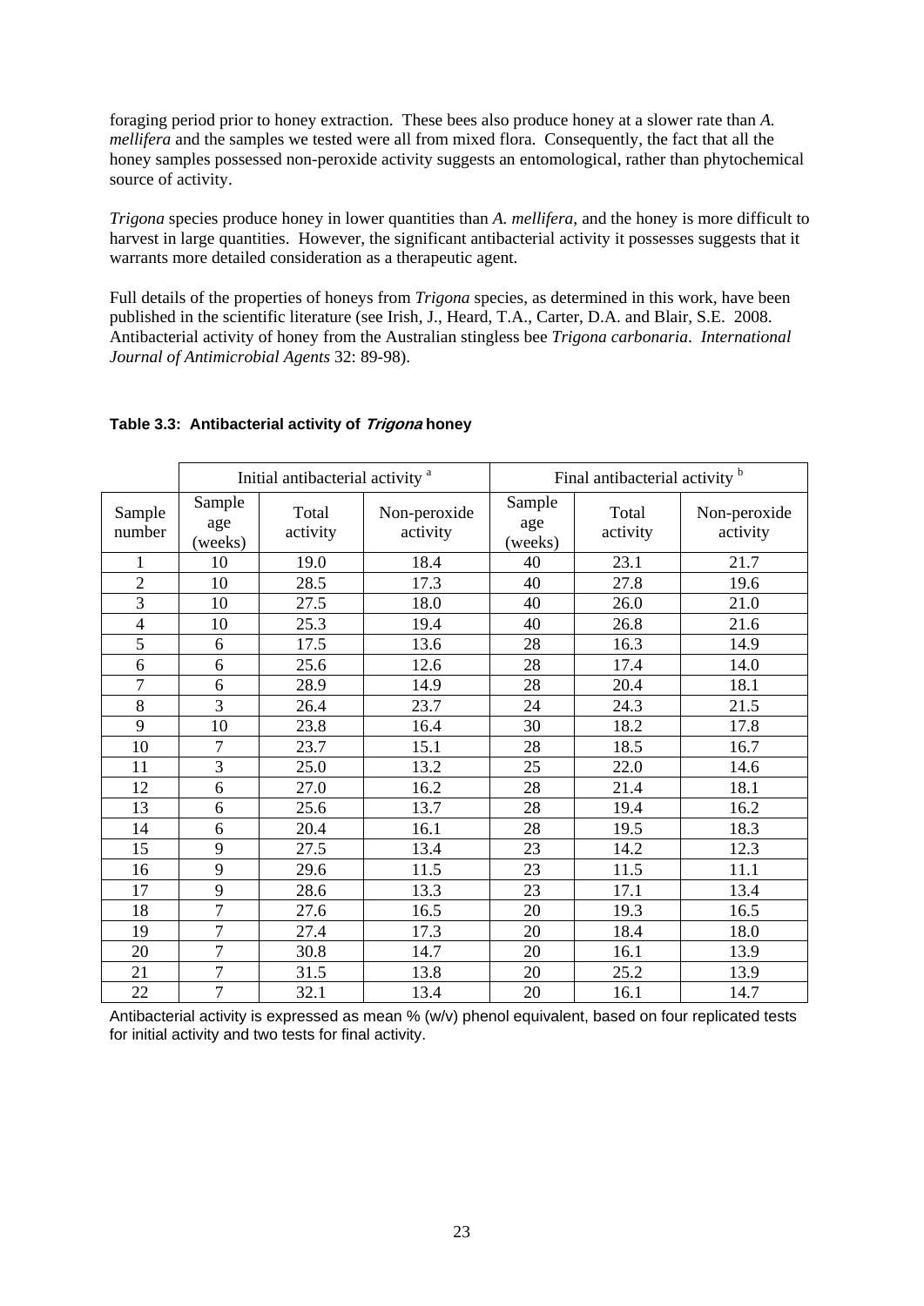foraging period prior to honey extraction. These bees also produce honey at a slower rate than *A. mellifera* and the samples we tested were all from mixed flora. Consequently, the fact that all the honey samples possessed non-peroxide activity suggests an entomological, rather than phytochemical source of activity.

*Trigona* species produce honey in lower quantities than *A. mellifera*, and the honey is more difficult to harvest in large quantities. However, the significant antibacterial activity it possesses suggests that it warrants more detailed consideration as a therapeutic agent.

Full details of the properties of honeys from *Trigona* species, as determined in this work, have been published in the scientific literature (see Irish, J., Heard, T.A., Carter, D.A. and Blair, S.E. 2008. Antibacterial activity of honey from the Australian stingless bee *Trigona carbonaria*. *International Journal of Antimicrobial Agents* 32: 89-98).

**Table 3.3: Antibacterial activity of *Trigona* honey**

| | Initial antibacterial activity [a] | | | Final antibacterial activity [b] | | |
|---|---|---|---|---|---|---|
| Sample number | Sample age (weeks) | Total activity | Non-peroxide activity | Sample age (weeks) | Total activity | Non-peroxide activity |
| 1 | 10 | 19.0 | 18.4 | 40 | 23.1 | 21.7 |
| 2 | 10 | 28.5 | 17.3 | 40 | 27.8 | 19.6 |
| 3 | 10 | 27.5 | 18.0 | 40 | 26.0 | 21.0 |
| 4 | 10 | 25.3 | 19.4 | 40 | 26.8 | 21.6 |
| 5 | 6 | 17.5 | 13.6 | 28 | 16.3 | 14.9 |
| 6 | 6 | 25.6 | 12.6 | 28 | 17.4 | 14.0 |
| 7 | 6 | 28.9 | 14.9 | 28 | 20.4 | 18.1 |
| 8 | 3 | 26.4 | 23.7 | 24 | 24.3 | 21.5 |
| 9 | 10 | 23.8 | 16.4 | 30 | 18.2 | 17.8 |
| 10 | 7 | 23.7 | 15.1 | 28 | 18.5 | 16.7 |
| 11 | 3 | 25.0 | 13.2 | 25 | 22.0 | 14.6 |
| 12 | 6 | 27.0 | 16.2 | 28 | 21.4 | 18.1 |
| 13 | 6 | 25.6 | 13.7 | 28 | 19.4 | 16.2 |
| 14 | 6 | 20.4 | 16.1 | 28 | 19.5 | 18.3 |
| 15 | 9 | 27.5 | 13.4 | 23 | 14.2 | 12.3 |
| 16 | 9 | 29.6 | 11.5 | 23 | 11.5 | 11.1 |
| 17 | 9 | 28.6 | 13.3 | 23 | 17.1 | 13.4 |
| 18 | 7 | 27.6 | 16.5 | 20 | 19.3 | 16.5 |
| 19 | 7 | 27.4 | 17.3 | 20 | 18.4 | 18.0 |
| 20 | 7 | 30.8 | 14.7 | 20 | 16.1 | 13.9 |
| 21 | 7 | 31.5 | 13.8 | 20 | 25.2 | 13.9 |
| 22 | 7 | 32.1 | 13.4 | 20 | 16.1 | 14.7 |

Antibacterial activity is expressed as mean % (w/v) phenol equivalent, based on four replicated tests for initial activity and two tests for final activity.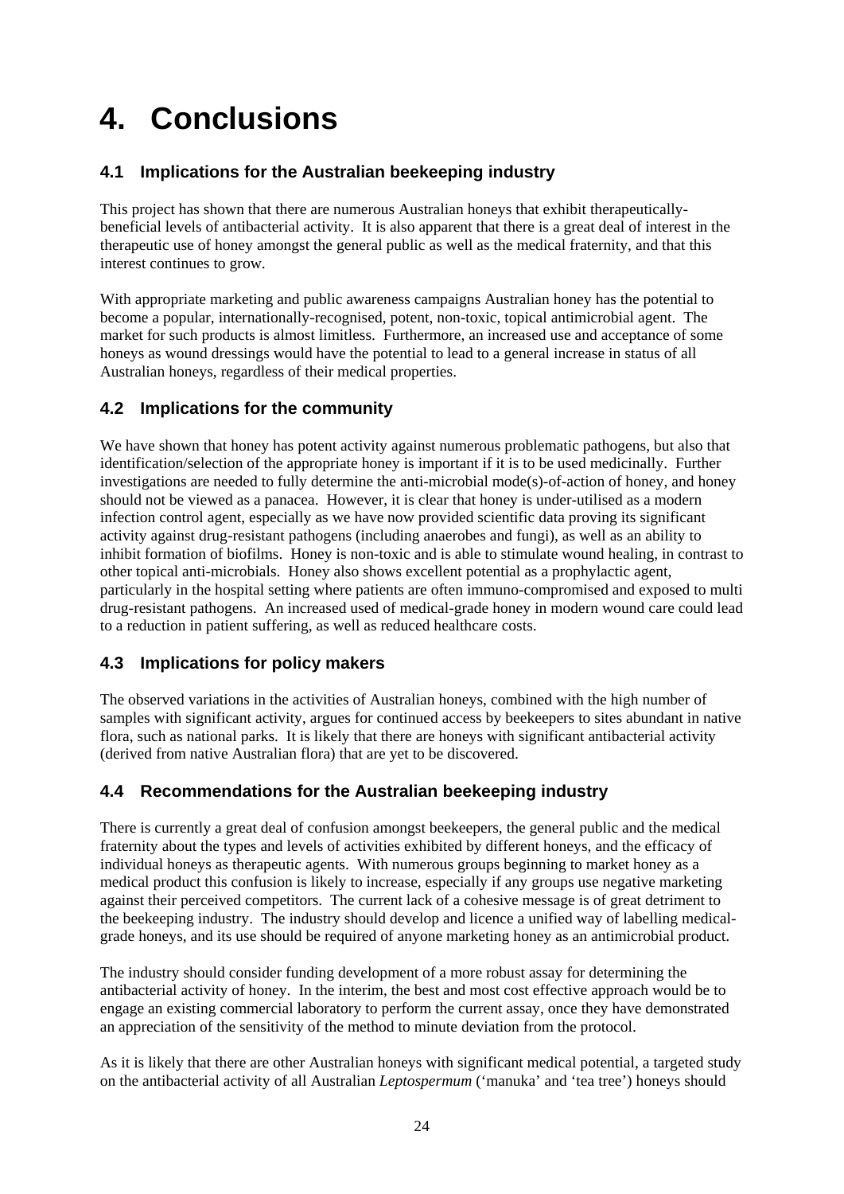# 4. Conclusions

## 4.1 Implications for the Australian beekeeping industry

This project has shown that there are numerous Australian honeys that exhibit therapeutically-beneficial levels of antibacterial activity. It is also apparent that there is a great deal of interest in the therapeutic use of honey amongst the general public as well as the medical fraternity, and that this interest continues to grow.

With appropriate marketing and public awareness campaigns Australian honey has the potential to become a popular, internationally-recognised, potent, non-toxic, topical antimicrobial agent. The market for such products is almost limitless. Furthermore, an increased use and acceptance of some honeys as wound dressings would have the potential to lead to a general increase in status of all Australian honeys, regardless of their medical properties.

## 4.2 Implications for the community

We have shown that honey has potent activity against numerous problematic pathogens, but also that identification/selection of the appropriate honey is important if it is to be used medicinally. Further investigations are needed to fully determine the anti-microbial mode(s)-of-action of honey, and honey should not be viewed as a panacea. However, it is clear that honey is under-utilised as a modern infection control agent, especially as we have now provided scientific data proving its significant activity against drug-resistant pathogens (including anaerobes and fungi), as well as an ability to inhibit formation of biofilms. Honey is non-toxic and is able to stimulate wound healing, in contrast to other topical anti-microbials. Honey also shows excellent potential as a prophylactic agent, particularly in the hospital setting where patients are often immuno-compromised and exposed to multi drug-resistant pathogens. An increased used of medical-grade honey in modern wound care could lead to a reduction in patient suffering, as well as reduced healthcare costs.

## 4.3 Implications for policy makers

The observed variations in the activities of Australian honeys, combined with the high number of samples with significant activity, argues for continued access by beekeepers to sites abundant in native flora, such as national parks. It is likely that there are honeys with significant antibacterial activity (derived from native Australian flora) that are yet to be discovered.

## 4.4 Recommendations for the Australian beekeeping industry

There is currently a great deal of confusion amongst beekeepers, the general public and the medical fraternity about the types and levels of activities exhibited by different honeys, and the efficacy of individual honeys as therapeutic agents. With numerous groups beginning to market honey as a medical product this confusion is likely to increase, especially if any groups use negative marketing against their perceived competitors. The current lack of a cohesive message is of great detriment to the beekeeping industry. The industry should develop and licence a unified way of labelling medical-grade honeys, and its use should be required of anyone marketing honey as an antimicrobial product.

The industry should consider funding development of a more robust assay for determining the antibacterial activity of honey. In the interim, the best and most cost effective approach would be to engage an existing commercial laboratory to perform the current assay, once they have demonstrated an appreciation of the sensitivity of the method to minute deviation from the protocol.

As it is likely that there are other Australian honeys with significant medical potential, a targeted study on the antibacterial activity of all Australian *Leptospermum* ('manuka' and 'tea tree') honeys should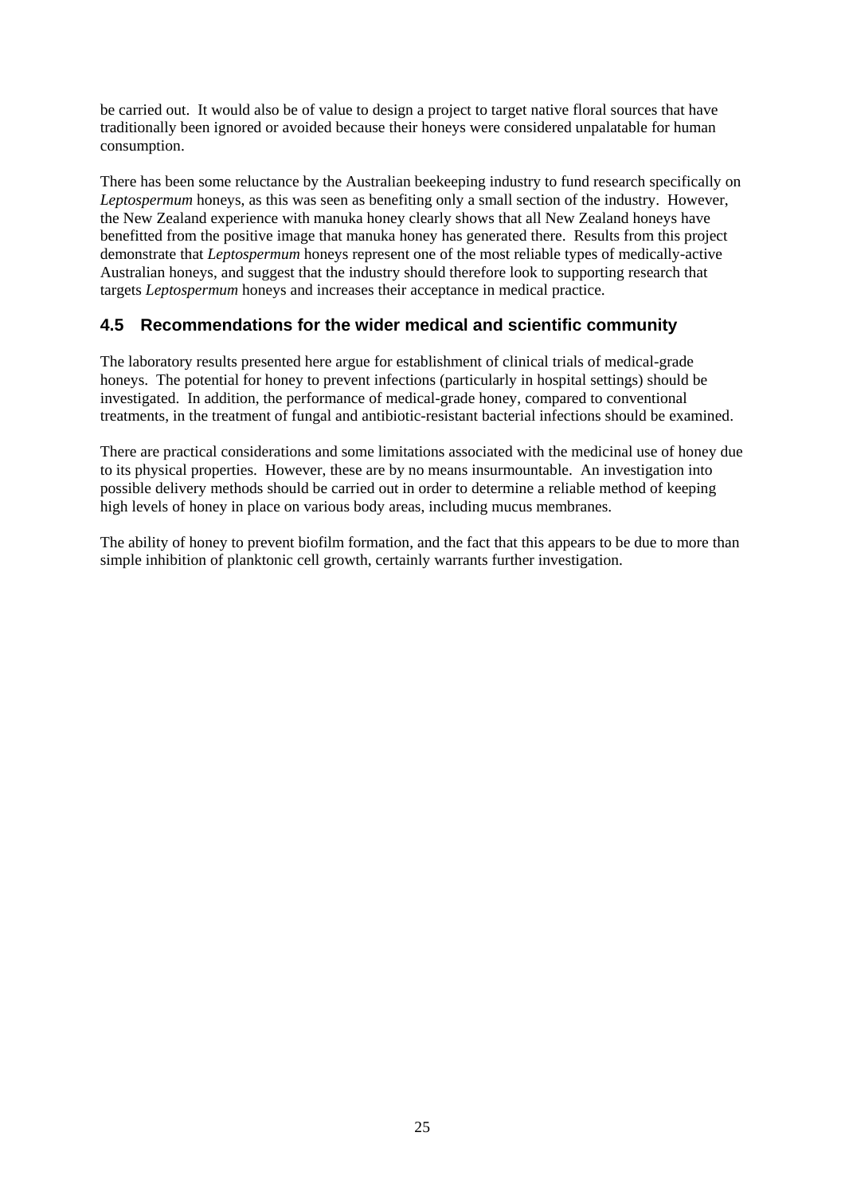be carried out. It would also be of value to design a project to target native floral sources that have traditionally been ignored or avoided because their honeys were considered unpalatable for human consumption.

There has been some reluctance by the Australian beekeeping industry to fund research specifically on *Leptospermum* honeys, as this was seen as benefiting only a small section of the industry. However, the New Zealand experience with manuka honey clearly shows that all New Zealand honeys have benefitted from the positive image that manuka honey has generated there. Results from this project demonstrate that *Leptospermum* honeys represent one of the most reliable types of medically-active Australian honeys, and suggest that the industry should therefore look to supporting research that targets *Leptospermum* honeys and increases their acceptance in medical practice.

## 4.5 Recommendations for the wider medical and scientific community

The laboratory results presented here argue for establishment of clinical trials of medical-grade honeys. The potential for honey to prevent infections (particularly in hospital settings) should be investigated. In addition, the performance of medical-grade honey, compared to conventional treatments, in the treatment of fungal and antibiotic-resistant bacterial infections should be examined.

There are practical considerations and some limitations associated with the medicinal use of honey due to its physical properties. However, these are by no means insurmountable. An investigation into possible delivery methods should be carried out in order to determine a reliable method of keeping high levels of honey in place on various body areas, including mucus membranes.

The ability of honey to prevent biofilm formation, and the fact that this appears to be due to more than simple inhibition of planktonic cell growth, certainly warrants further investigation.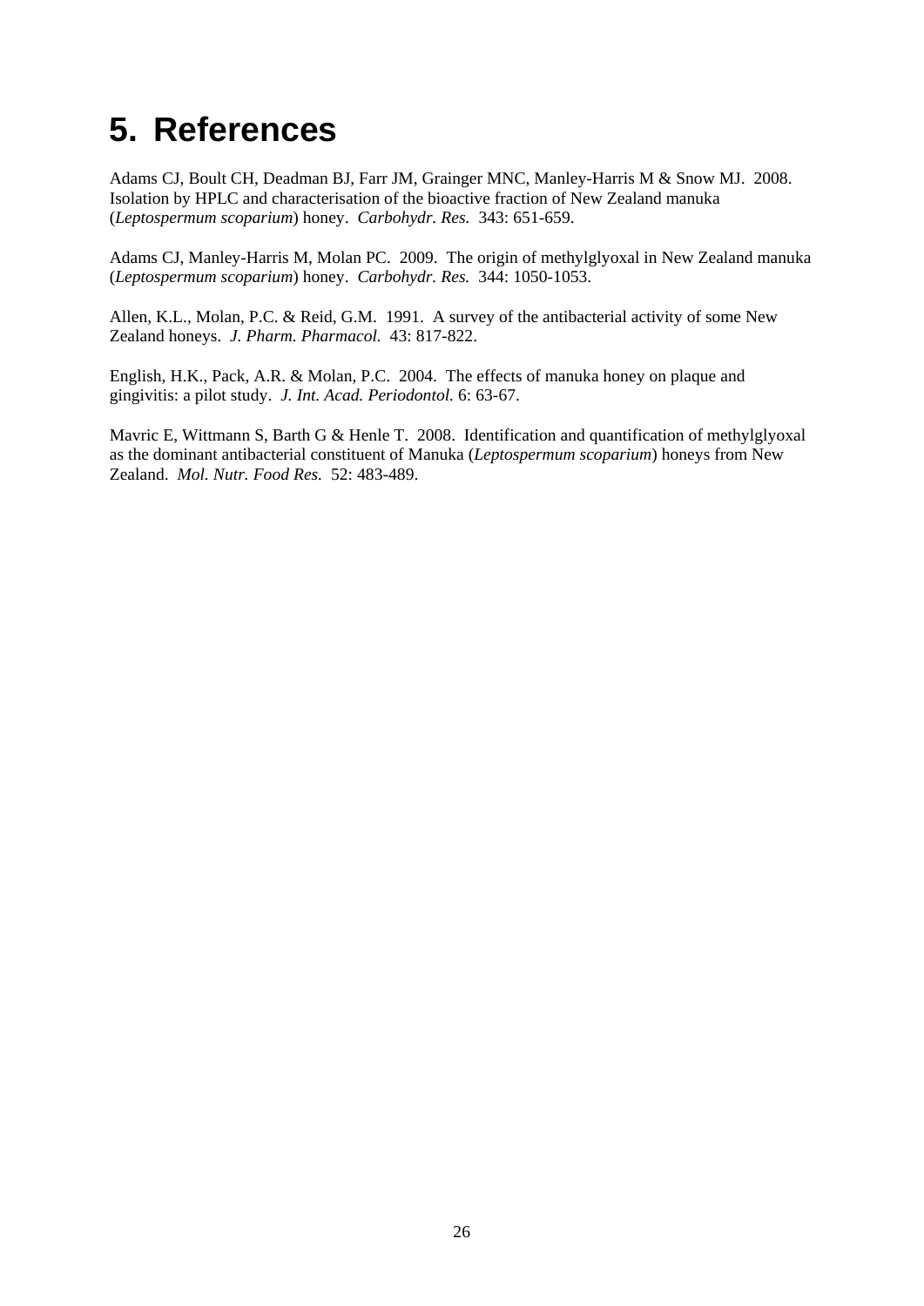# 5. References

Adams CJ, Boult CH, Deadman BJ, Farr JM, Grainger MNC, Manley-Harris M & Snow MJ. 2008. Isolation by HPLC and characterisation of the bioactive fraction of New Zealand manuka (*Leptospermum scoparium*) honey. *Carbohydr. Res.* 343: 651-659.

Adams CJ, Manley-Harris M, Molan PC. 2009. The origin of methylglyoxal in New Zealand manuka (*Leptospermum scoparium*) honey. *Carbohydr. Res.* 344: 1050-1053.

Allen, K.L., Molan, P.C. & Reid, G.M. 1991. A survey of the antibacterial activity of some New Zealand honeys. *J. Pharm. Pharmacol.* 43: 817-822.

English, H.K., Pack, A.R. & Molan, P.C. 2004. The effects of manuka honey on plaque and gingivitis: a pilot study. *J. Int. Acad. Periodontol.* 6: 63-67.

Mavric E, Wittmann S, Barth G & Henle T. 2008. Identification and quantification of methylglyoxal as the dominant antibacterial constituent of Manuka (*Leptospermum scoparium*) honeys from New Zealand. *Mol. Nutr. Food Res.* 52: 483-489.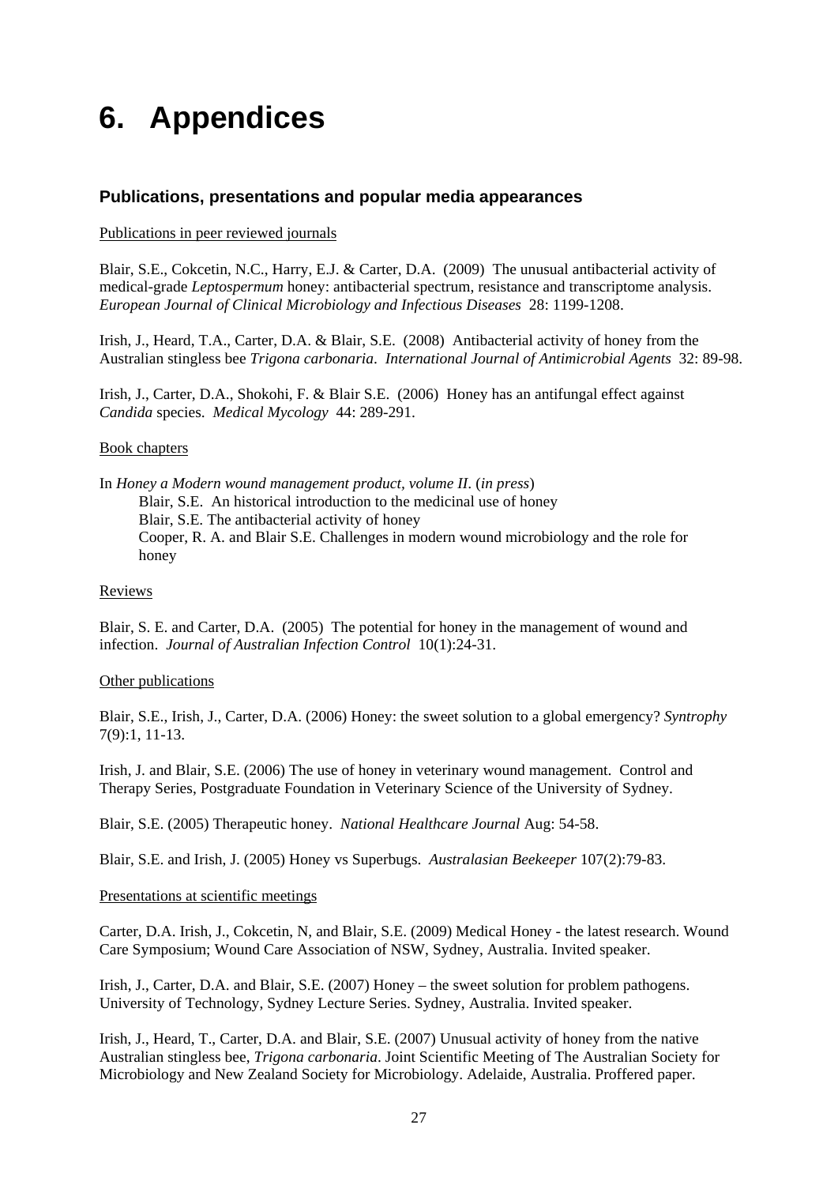# 6. Appendices

### Publications, presentations and popular media appearances

Publications in peer reviewed journals

Blair, S.E., Cokcetin, N.C., Harry, E.J. & Carter, D.A. (2009) The unusual antibacterial activity of medical-grade *Leptospermum* honey: antibacterial spectrum, resistance and transcriptome analysis. *European Journal of Clinical Microbiology and Infectious Diseases* 28: 1199-1208.

Irish, J., Heard, T.A., Carter, D.A. & Blair, S.E. (2008) Antibacterial activity of honey from the Australian stingless bee *Trigona carbonaria*. *International Journal of Antimicrobial Agents* 32: 89-98.

Irish, J., Carter, D.A., Shokohi, F. & Blair S.E. (2006) Honey has an antifungal effect against *Candida* species. *Medical Mycology* 44: 289-291.

Book chapters

In *Honey a Modern wound management product, volume II*. (*in press*)

- Blair, S.E. An historical introduction to the medicinal use of honey
- Blair, S.E. The antibacterial activity of honey
- Cooper, R. A. and Blair S.E. Challenges in modern wound microbiology and the role for honey

Reviews

Blair, S. E. and Carter, D.A. (2005) The potential for honey in the management of wound and infection. *Journal of Australian Infection Control* 10(1):24-31.

Other publications

Blair, S.E., Irish, J., Carter, D.A. (2006) Honey: the sweet solution to a global emergency? *Syntrophy* 7(9):1, 11-13.

Irish, J. and Blair, S.E. (2006) The use of honey in veterinary wound management. Control and Therapy Series, Postgraduate Foundation in Veterinary Science of the University of Sydney.

Blair, S.E. (2005) Therapeutic honey. *National Healthcare Journal* Aug: 54-58.

Blair, S.E. and Irish, J. (2005) Honey vs Superbugs. *Australasian Beekeeper* 107(2):79-83.

Presentations at scientific meetings

Carter, D.A. Irish, J., Cokcetin, N, and Blair, S.E. (2009) Medical Honey - the latest research. Wound Care Symposium; Wound Care Association of NSW, Sydney, Australia. Invited speaker.

Irish, J., Carter, D.A. and Blair, S.E. (2007) Honey – the sweet solution for problem pathogens. University of Technology, Sydney Lecture Series. Sydney, Australia. Invited speaker.

Irish, J., Heard, T., Carter, D.A. and Blair, S.E. (2007) Unusual activity of honey from the native Australian stingless bee, *Trigona carbonaria*. Joint Scientific Meeting of The Australian Society for Microbiology and New Zealand Society for Microbiology. Adelaide, Australia. Proffered paper.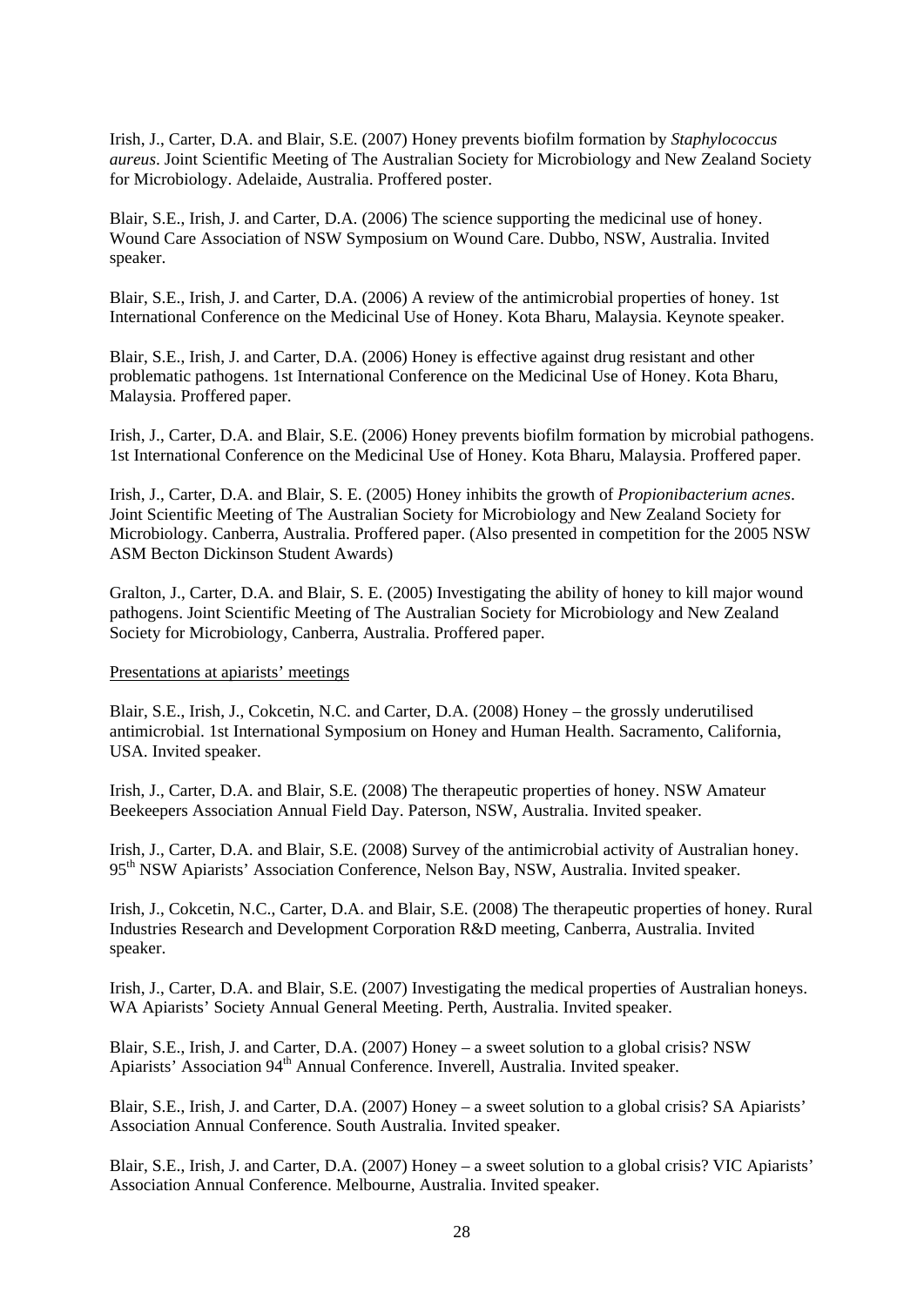Irish, J., Carter, D.A. and Blair, S.E. (2007) Honey prevents biofilm formation by *Staphylococcus aureus*. Joint Scientific Meeting of The Australian Society for Microbiology and New Zealand Society for Microbiology. Adelaide, Australia. Proffered poster.

Blair, S.E., Irish, J. and Carter, D.A. (2006) The science supporting the medicinal use of honey. Wound Care Association of NSW Symposium on Wound Care. Dubbo, NSW, Australia. Invited speaker.

Blair, S.E., Irish, J. and Carter, D.A. (2006) A review of the antimicrobial properties of honey. 1st International Conference on the Medicinal Use of Honey. Kota Bharu, Malaysia. Keynote speaker.

Blair, S.E., Irish, J. and Carter, D.A. (2006) Honey is effective against drug resistant and other problematic pathogens. 1st International Conference on the Medicinal Use of Honey. Kota Bharu, Malaysia. Proffered paper.

Irish, J., Carter, D.A. and Blair, S.E. (2006) Honey prevents biofilm formation by microbial pathogens. 1st International Conference on the Medicinal Use of Honey. Kota Bharu, Malaysia. Proffered paper.

Irish, J., Carter, D.A. and Blair, S. E. (2005) Honey inhibits the growth of *Propionibacterium acnes*. Joint Scientific Meeting of The Australian Society for Microbiology and New Zealand Society for Microbiology. Canberra, Australia. Proffered paper. (Also presented in competition for the 2005 NSW ASM Becton Dickinson Student Awards)

Gralton, J., Carter, D.A. and Blair, S. E. (2005) Investigating the ability of honey to kill major wound pathogens. Joint Scientific Meeting of The Australian Society for Microbiology and New Zealand Society for Microbiology, Canberra, Australia. Proffered paper.

Presentations at apiarists' meetings

Blair, S.E., Irish, J., Cokcetin, N.C. and Carter, D.A. (2008) Honey – the grossly underutilised antimicrobial. 1st International Symposium on Honey and Human Health. Sacramento, California, USA. Invited speaker.

Irish, J., Carter, D.A. and Blair, S.E. (2008) The therapeutic properties of honey. NSW Amateur Beekeepers Association Annual Field Day. Paterson, NSW, Australia. Invited speaker.

Irish, J., Carter, D.A. and Blair, S.E. (2008) Survey of the antimicrobial activity of Australian honey. 95th NSW Apiarists' Association Conference, Nelson Bay, NSW, Australia. Invited speaker.

Irish, J., Cokcetin, N.C., Carter, D.A. and Blair, S.E. (2008) The therapeutic properties of honey. Rural Industries Research and Development Corporation R&D meeting, Canberra, Australia. Invited speaker.

Irish, J., Carter, D.A. and Blair, S.E. (2007) Investigating the medical properties of Australian honeys. WA Apiarists' Society Annual General Meeting. Perth, Australia. Invited speaker.

Blair, S.E., Irish, J. and Carter, D.A. (2007) Honey – a sweet solution to a global crisis? NSW Apiarists' Association 94th Annual Conference. Inverell, Australia. Invited speaker.

Blair, S.E., Irish, J. and Carter, D.A. (2007) Honey – a sweet solution to a global crisis? SA Apiarists' Association Annual Conference. South Australia. Invited speaker.

Blair, S.E., Irish, J. and Carter, D.A. (2007) Honey – a sweet solution to a global crisis? VIC Apiarists' Association Annual Conference. Melbourne, Australia. Invited speaker.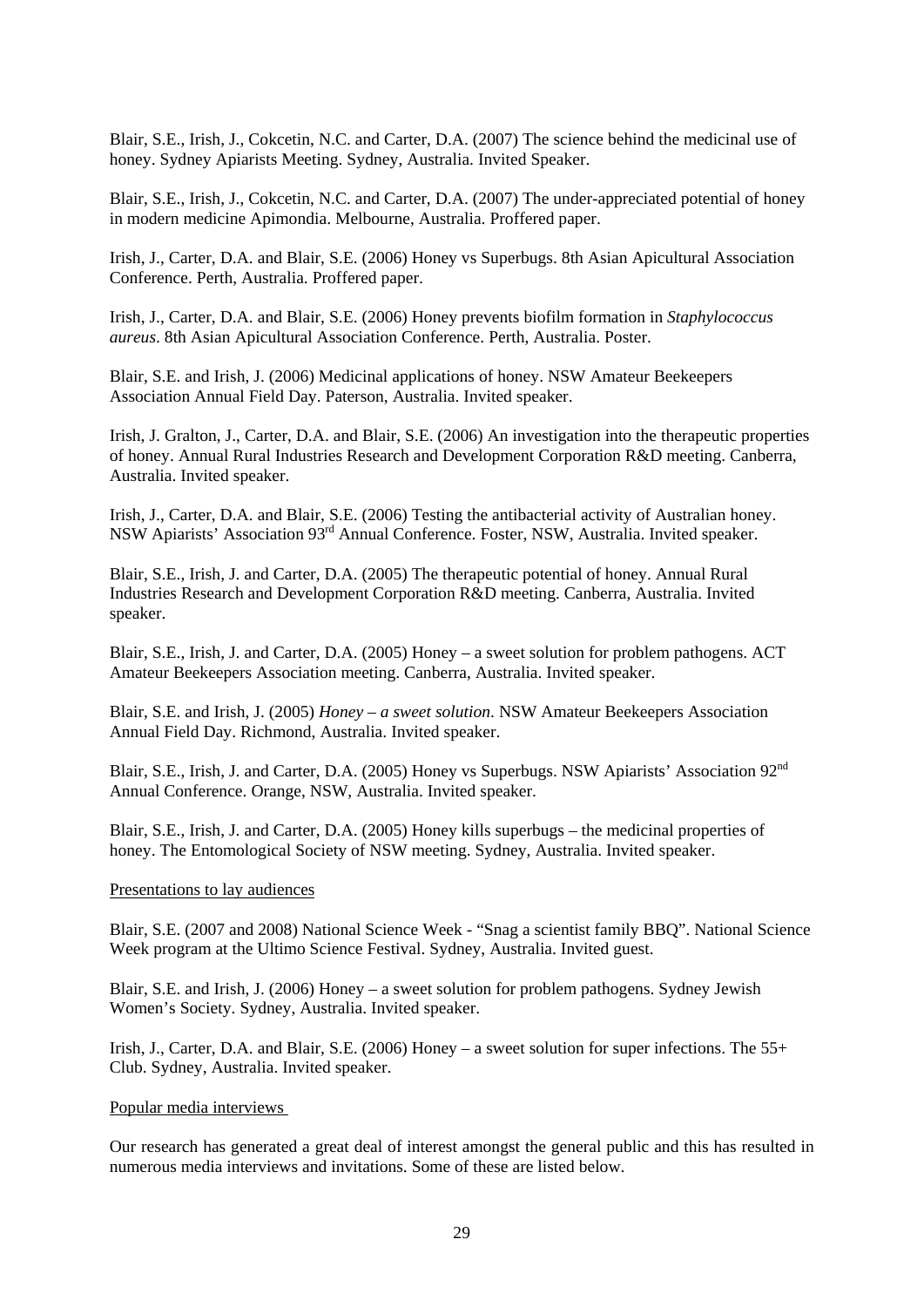Blair, S.E., Irish, J., Cokcetin, N.C. and Carter, D.A. (2007) The science behind the medicinal use of honey. Sydney Apiarists Meeting. Sydney, Australia. Invited Speaker.

Blair, S.E., Irish, J., Cokcetin, N.C. and Carter, D.A. (2007) The under-appreciated potential of honey in modern medicine Apimondia. Melbourne, Australia. Proffered paper.

Irish, J., Carter, D.A. and Blair, S.E. (2006) Honey vs Superbugs. 8th Asian Apicultural Association Conference. Perth, Australia. Proffered paper.

Irish, J., Carter, D.A. and Blair, S.E. (2006) Honey prevents biofilm formation in *Staphylococcus aureus*. 8th Asian Apicultural Association Conference. Perth, Australia. Poster.

Blair, S.E. and Irish, J. (2006) Medicinal applications of honey. NSW Amateur Beekeepers Association Annual Field Day. Paterson, Australia. Invited speaker.

Irish, J. Gralton, J., Carter, D.A. and Blair, S.E. (2006) An investigation into the therapeutic properties of honey. Annual Rural Industries Research and Development Corporation R&D meeting. Canberra, Australia. Invited speaker.

Irish, J., Carter, D.A. and Blair, S.E. (2006) Testing the antibacterial activity of Australian honey. NSW Apiarists' Association 93rd Annual Conference. Foster, NSW, Australia. Invited speaker.

Blair, S.E., Irish, J. and Carter, D.A. (2005) The therapeutic potential of honey. Annual Rural Industries Research and Development Corporation R&D meeting. Canberra, Australia. Invited speaker.

Blair, S.E., Irish, J. and Carter, D.A. (2005) Honey – a sweet solution for problem pathogens. ACT Amateur Beekeepers Association meeting. Canberra, Australia. Invited speaker.

Blair, S.E. and Irish, J. (2005) *Honey – a sweet solution*. NSW Amateur Beekeepers Association Annual Field Day. Richmond, Australia. Invited speaker.

Blair, S.E., Irish, J. and Carter, D.A. (2005) Honey vs Superbugs. NSW Apiarists' Association 92nd Annual Conference. Orange, NSW, Australia. Invited speaker.

Blair, S.E., Irish, J. and Carter, D.A. (2005) Honey kills superbugs – the medicinal properties of honey. The Entomological Society of NSW meeting. Sydney, Australia. Invited speaker.

Presentations to lay audiences

Blair, S.E. (2007 and 2008) National Science Week - "Snag a scientist family BBQ". National Science Week program at the Ultimo Science Festival. Sydney, Australia. Invited guest.

Blair, S.E. and Irish, J. (2006) Honey – a sweet solution for problem pathogens. Sydney Jewish Women's Society. Sydney, Australia. Invited speaker.

Irish, J., Carter, D.A. and Blair, S.E. (2006) Honey – a sweet solution for super infections. The 55+ Club. Sydney, Australia. Invited speaker.

Popular media interviews

Our research has generated a great deal of interest amongst the general public and this has resulted in numerous media interviews and invitations. Some of these are listed below.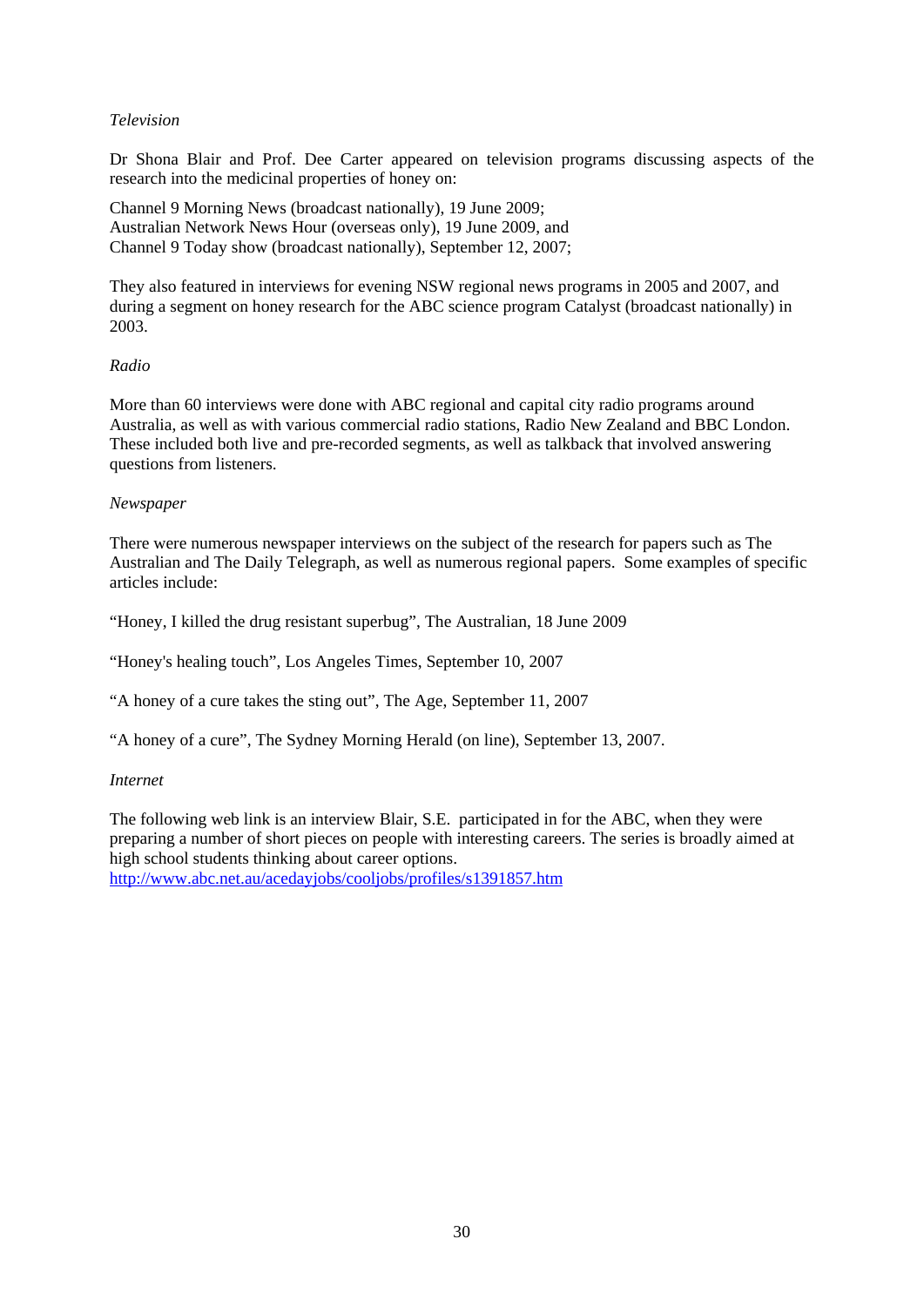*Television*

Dr Shona Blair and Prof. Dee Carter appeared on television programs discussing aspects of the research into the medicinal properties of honey on:

Channel 9 Morning News (broadcast nationally), 19 June 2009;
Australian Network News Hour (overseas only), 19 June 2009, and
Channel 9 Today show (broadcast nationally), September 12, 2007;

They also featured in interviews for evening NSW regional news programs in 2005 and 2007, and during a segment on honey research for the ABC science program Catalyst (broadcast nationally) in 2003.

*Radio*

More than 60 interviews were done with ABC regional and capital city radio programs around Australia, as well as with various commercial radio stations, Radio New Zealand and BBC London. These included both live and pre-recorded segments, as well as talkback that involved answering questions from listeners.

*Newspaper*

There were numerous newspaper interviews on the subject of the research for papers such as The Australian and The Daily Telegraph, as well as numerous regional papers. Some examples of specific articles include:

"Honey, I killed the drug resistant superbug", The Australian, 18 June 2009

"Honey's healing touch", Los Angeles Times, September 10, 2007

"A honey of a cure takes the sting out", The Age, September 11, 2007

"A honey of a cure", The Sydney Morning Herald (on line), September 13, 2007.

*Internet*

The following web link is an interview Blair, S.E. participated in for the ABC, when they were preparing a number of short pieces on people with interesting careers. The series is broadly aimed at high school students thinking about career options.
http://www.abc.net.au/acedayjobs/cooljobs/profiles/s1391857.htm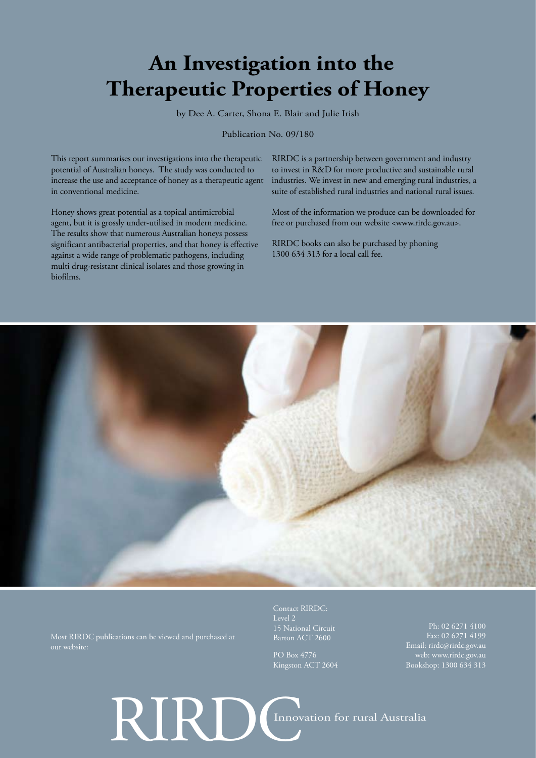# An Investigation into the Therapeutic Properties of Honey

by Dee A. Carter, Shona E. Blair and Julie Irish

Publication No. 09/180

This report summarises our investigations into the therapeutic potential of Australian honeys. The study was conducted to increase the use and acceptance of honey as a therapeutic agent in conventional medicine.

Honey shows great potential as a topical antimicrobial agent, but it is grossly under-utilised in modern medicine. The results show that numerous Australian honeys possess significant antibacterial properties, and that honey is effective against a wide range of problematic pathogens, including multi drug-resistant clinical isolates and those growing in biofilms.

RIRDC is a partnership between government and industry to invest in R&D for more productive and sustainable rural industries. We invest in new and emerging rural industries, a suite of established rural industries and national rural issues.

Most of the information we produce can be downloaded for free or purchased from our website <www.rirdc.gov.au>.

RIRDC books can also be purchased by phoning 1300 634 313 for a local call fee.

Most RIRDC publications can be viewed and purchased at our website:

Contact RIRDC:
Level 2
15 National Circuit
Barton ACT 2600

PO Box 4776
Kingston ACT 2604

Ph: 02 6271 4100
Fax: 02 6271 4199
Email: rirdc@rirdc.gov.au
web: www.rirdc.gov.au
Bookshop: 1300 634 313

RIRDC Innovation for rural Australia